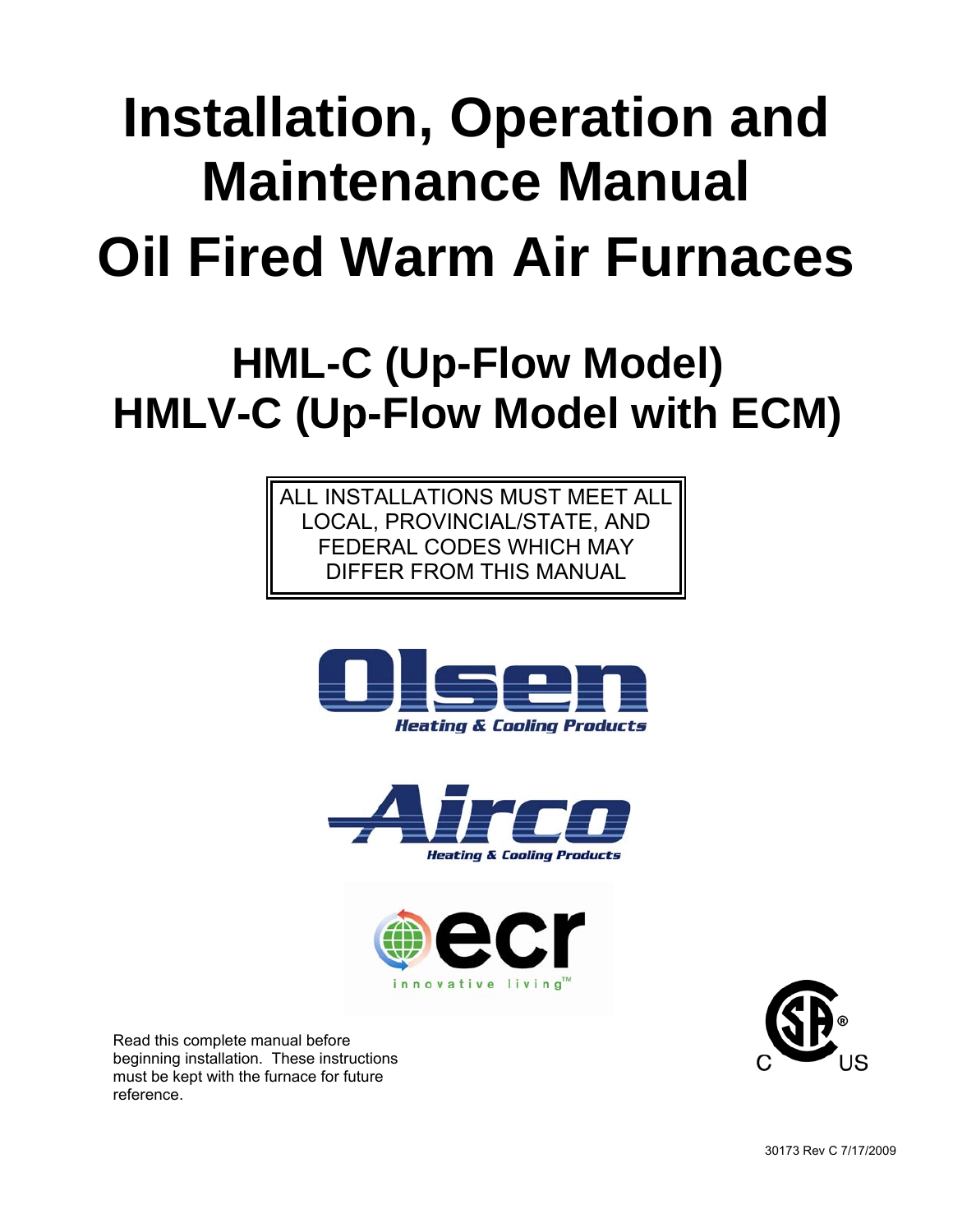# Installation, Operation and Maintenance Manual

# Oil Fired Warm Air Furnaces

## HML-C (Up-Flow Model)
## HMLV-C (Up-Flow Model with ECM)

ALL INSTALLATIONS MUST MEET ALL LOCAL, PROVINCIAL/STATE, AND FEDERAL CODES WHICH MAY DIFFER FROM THIS MANUAL

Olsen
Heating & Cooling Products

Airco
Heating & Cooling Products

ecr
innovative living™

Read this complete manual before beginning installation. These instructions must be kept with the furnace for future reference.

C US

30173 Rev C 7/17/2009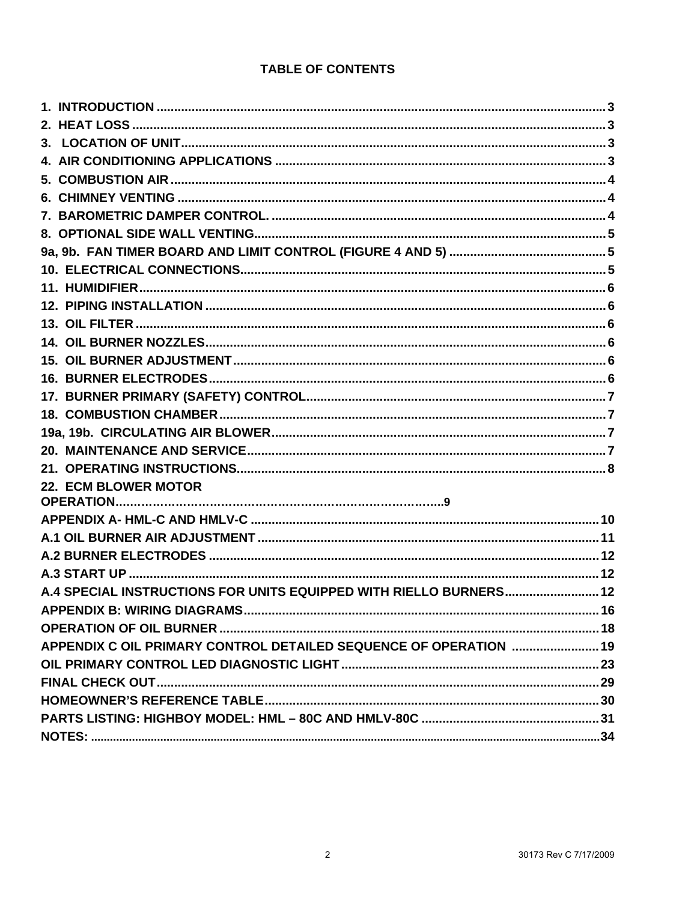# TABLE OF CONTENTS

| | |
|---|---|
| 1. INTRODUCTION | 3 |
| 2. HEAT LOSS | 3 |
| 3. LOCATION OF UNIT | 3 |
| 4. AIR CONDITIONING APPLICATIONS | 3 |
| 5. COMBUSTION AIR | 4 |
| 6. CHIMNEY VENTING | 4 |
| 7. BAROMETRIC DAMPER CONTROL. | 4 |
| 8. OPTIONAL SIDE WALL VENTING | 5 |
| 9a, 9b. FAN TIMER BOARD AND LIMIT CONTROL (FIGURE 4 AND 5) | 5 |
| 10. ELECTRICAL CONNECTIONS | 5 |
| 11. HUMIDIFIER | 6 |
| 12. PIPING INSTALLATION | 6 |
| 13. OIL FILTER | 6 |
| 14. OIL BURNER NOZZLES | 6 |
| 15. OIL BURNER ADJUSTMENT | 6 |
| 16. BURNER ELECTRODES | 6 |
| 17. BURNER PRIMARY (SAFETY) CONTROL | 7 |
| 18. COMBUSTION CHAMBER | 7 |
| 19a, 19b. CIRCULATING AIR BLOWER | 7 |
| 20. MAINTENANCE AND SERVICE | 7 |
| 21. OPERATING INSTRUCTIONS | 8 |
| 22. ECM BLOWER MOTOR OPERATION | 9 |
| APPENDIX A- HML-C AND HMLV-C | 10 |
| A.1 OIL BURNER AIR ADJUSTMENT | 11 |
| A.2 BURNER ELECTRODES | 12 |
| A.3 START UP | 12 |
| A.4 SPECIAL INSTRUCTIONS FOR UNITS EQUIPPED WITH RIELLO BURNERS | 12 |
| APPENDIX B: WIRING DIAGRAMS | 16 |
| OPERATION OF OIL BURNER | 18 |
| APPENDIX C OIL PRIMARY CONTROL DETAILED SEQUENCE OF OPERATION | 19 |
| OIL PRIMARY CONTROL LED DIAGNOSTIC LIGHT | 23 |
| FINAL CHECK OUT | 29 |
| HOMEOWNER'S REFERENCE TABLE | 30 |
| PARTS LISTING: HIGHBOY MODEL: HML – 80C AND HMLV-80C | 31 |
| NOTES: | 34 |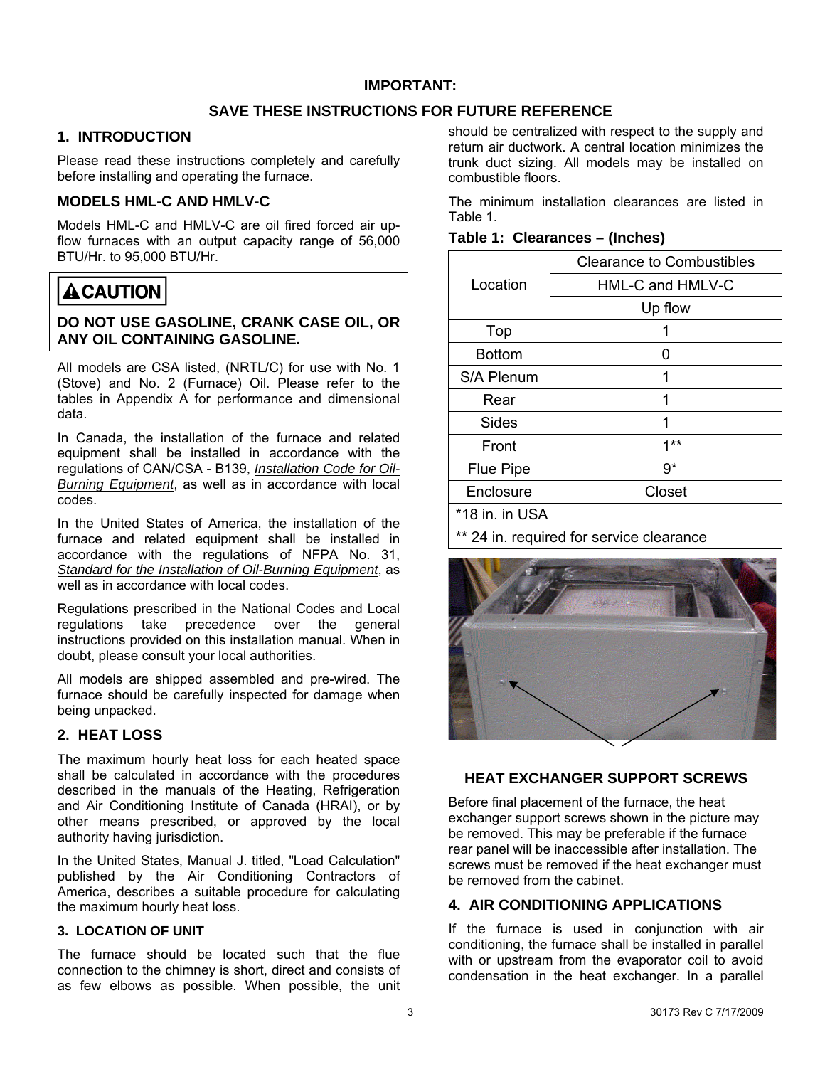**IMPORTANT:**

**SAVE THESE INSTRUCTIONS FOR FUTURE REFERENCE**

## 1. INTRODUCTION

Please read these instructions completely and carefully before installing and operating the furnace.

### MODELS HML-C AND HMLV-C

Models HML-C and HMLV-C are oil fired forced air up-flow furnaces with an output capacity range of 56,000 BTU/Hr. to 95,000 BTU/Hr.

> **⚠CAUTION**
>
> **DO NOT USE GASOLINE, CRANK CASE OIL, OR ANY OIL CONTAINING GASOLINE.**

All models are CSA listed, (NRTL/C) for use with No. 1 (Stove) and No. 2 (Furnace) Oil. Please refer to the tables in Appendix A for performance and dimensional data.

In Canada, the installation of the furnace and related equipment shall be installed in accordance with the regulations of CAN/CSA - B139, *Installation Code for Oil-Burning Equipment*, as well as in accordance with local codes.

In the United States of America, the installation of the furnace and related equipment shall be installed in accordance with the regulations of NFPA No. 31, *Standard for the Installation of Oil-Burning Equipment*, as well as in accordance with local codes.

Regulations prescribed in the National Codes and Local regulations take precedence over the general instructions provided on this installation manual. When in doubt, please consult your local authorities.

All models are shipped assembled and pre-wired. The furnace should be carefully inspected for damage when being unpacked.

## 2. HEAT LOSS

The maximum hourly heat loss for each heated space shall be calculated in accordance with the procedures described in the manuals of the Heating, Refrigeration and Air Conditioning Institute of Canada (HRAI), or by other means prescribed, or approved by the local authority having jurisdiction.

In the United States, Manual J. titled, "Load Calculation" published by the Air Conditioning Contractors of America, describes a suitable procedure for calculating the maximum hourly heat loss.

## 3. LOCATION OF UNIT

The furnace should be located such that the flue connection to the chimney is short, direct and consists of as few elbows as possible. When possible, the unit should be centralized with respect to the supply and return air ductwork. A central location minimizes the trunk duct sizing. All models may be installed on combustible floors.

The minimum installation clearances are listed in Table 1.

**Table 1: Clearances – (Inches)**

| Location | Clearance to Combustibles |
|---|---|
| | HML-C and HMLV-C |
| | Up flow |
| Top | 1 |
| Bottom | 0 |
| S/A Plenum | 1 |
| Rear | 1 |
| Sides | 1 |
| Front | 1** |
| Flue Pipe | 9* |
| Enclosure | Closet |

*18 in. in USA

** 24 in. required for service clearance

### HEAT EXCHANGER SUPPORT SCREWS

Before final placement of the furnace, the heat exchanger support screws shown in the picture may be removed. This may be preferable if the furnace rear panel will be inaccessible after installation. The screws must be removed if the heat exchanger must be removed from the cabinet.

## 4. AIR CONDITIONING APPLICATIONS

If the furnace is used in conjunction with air conditioning, the furnace shall be installed in parallel with or upstream from the evaporator coil to avoid condensation in the heat exchanger. In a parallel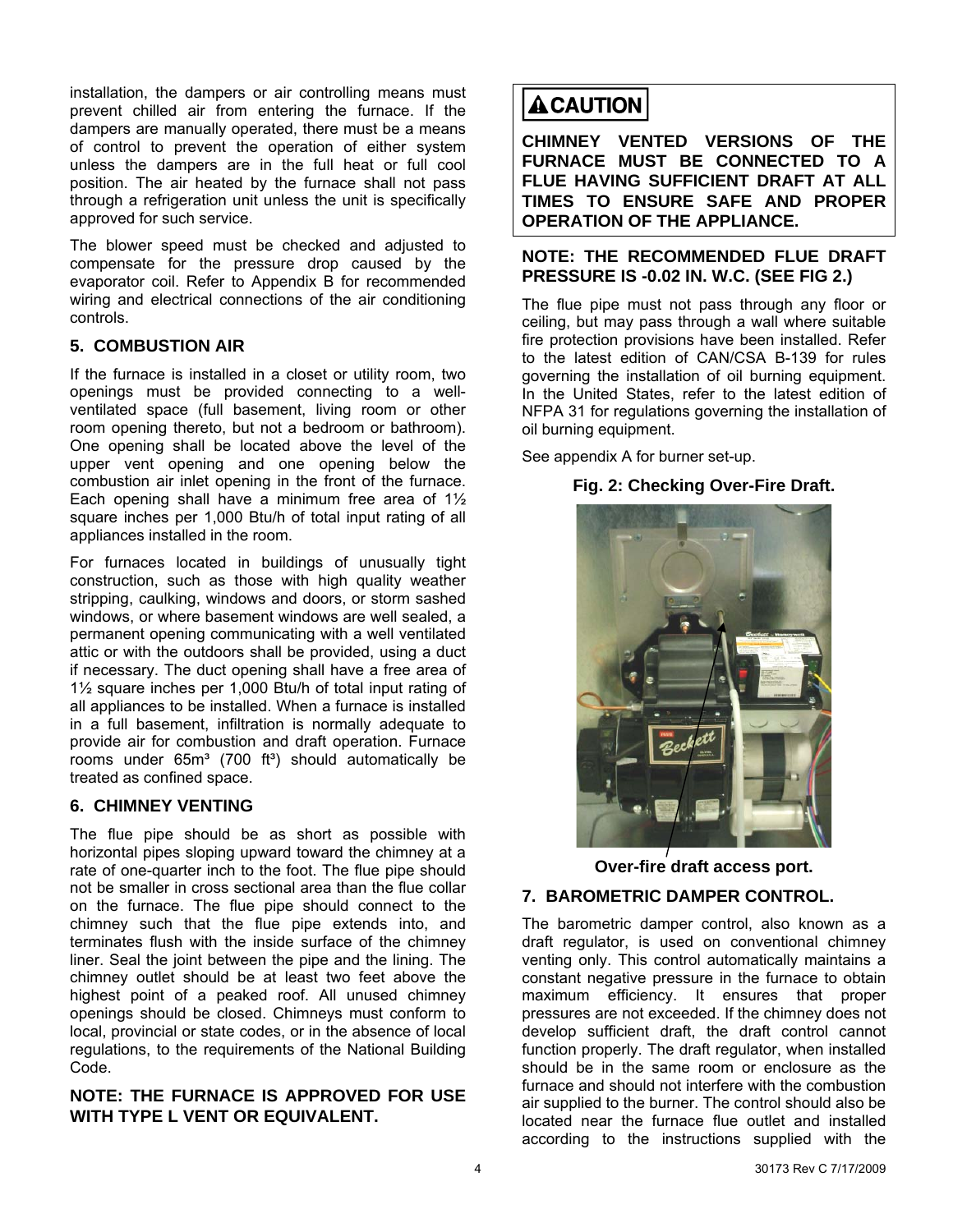installation, the dampers or air controlling means must prevent chilled air from entering the furnace. If the dampers are manually operated, there must be a means of control to prevent the operation of either system unless the dampers are in the full heat or full cool position. The air heated by the furnace shall not pass through a refrigeration unit unless the unit is specifically approved for such service.

The blower speed must be checked and adjusted to compensate for the pressure drop caused by the evaporator coil. Refer to Appendix B for recommended wiring and electrical connections of the air conditioning controls.

## 5. COMBUSTION AIR

If the furnace is installed in a closet or utility room, two openings must be provided connecting to a well-ventilated space (full basement, living room or other room opening thereto, but not a bedroom or bathroom). One opening shall be located above the level of the upper vent opening and one opening below the combustion air inlet opening in the front of the furnace. Each opening shall have a minimum free area of 1½ square inches per 1,000 Btu/h of total input rating of all appliances installed in the room.

For furnaces located in buildings of unusually tight construction, such as those with high quality weather stripping, caulking, windows and doors, or storm sashed windows, or where basement windows are well sealed, a permanent opening communicating with a well ventilated attic or with the outdoors shall be provided, using a duct if necessary. The duct opening shall have a free area of 1½ square inches per 1,000 Btu/h of total input rating of all appliances to be installed. When a furnace is installed in a full basement, infiltration is normally adequate to provide air for combustion and draft operation. Furnace rooms under 65m³ (700 ft³) should automatically be treated as confined space.

## 6. CHIMNEY VENTING

The flue pipe should be as short as possible with horizontal pipes sloping upward toward the chimney at a rate of one-quarter inch to the foot. The flue pipe should not be smaller in cross sectional area than the flue collar on the furnace. The flue pipe should connect to the chimney such that the flue pipe extends into, and terminates flush with the inside surface of the chimney liner. Seal the joint between the pipe and the lining. The chimney outlet should be at least two feet above the highest point of a peaked roof. All unused chimney openings should be closed. Chimneys must conform to local, provincial or state codes, or in the absence of local regulations, to the requirements of the National Building Code.

**NOTE: THE FURNACE IS APPROVED FOR USE WITH TYPE L VENT OR EQUIVALENT.**

> **⚠ CAUTION**
>
> **CHIMNEY VENTED VERSIONS OF THE FURNACE MUST BE CONNECTED TO A FLUE HAVING SUFFICIENT DRAFT AT ALL TIMES TO ENSURE SAFE AND PROPER OPERATION OF THE APPLIANCE.**

**NOTE: THE RECOMMENDED FLUE DRAFT PRESSURE IS -0.02 IN. W.C. (SEE FIG 2.)**

The flue pipe must not pass through any floor or ceiling, but may pass through a wall where suitable fire protection provisions have been installed. Refer to the latest edition of CAN/CSA B-139 for rules governing the installation of oil burning equipment. In the United States, refer to the latest edition of NFPA 31 for regulations governing the installation of oil burning equipment.

See appendix A for burner set-up.

**Fig. 2: Checking Over-Fire Draft.**

**Over-fire draft access port.**

## 7. BAROMETRIC DAMPER CONTROL.

The barometric damper control, also known as a draft regulator, is used on conventional chimney venting only. This control automatically maintains a constant negative pressure in the furnace to obtain maximum efficiency. It ensures that proper pressures are not exceeded. If the chimney does not develop sufficient draft, the draft control cannot function properly. The draft regulator, when installed should be in the same room or enclosure as the furnace and should not interfere with the combustion air supplied to the burner. The control should also be located near the furnace flue outlet and installed according to the instructions supplied with the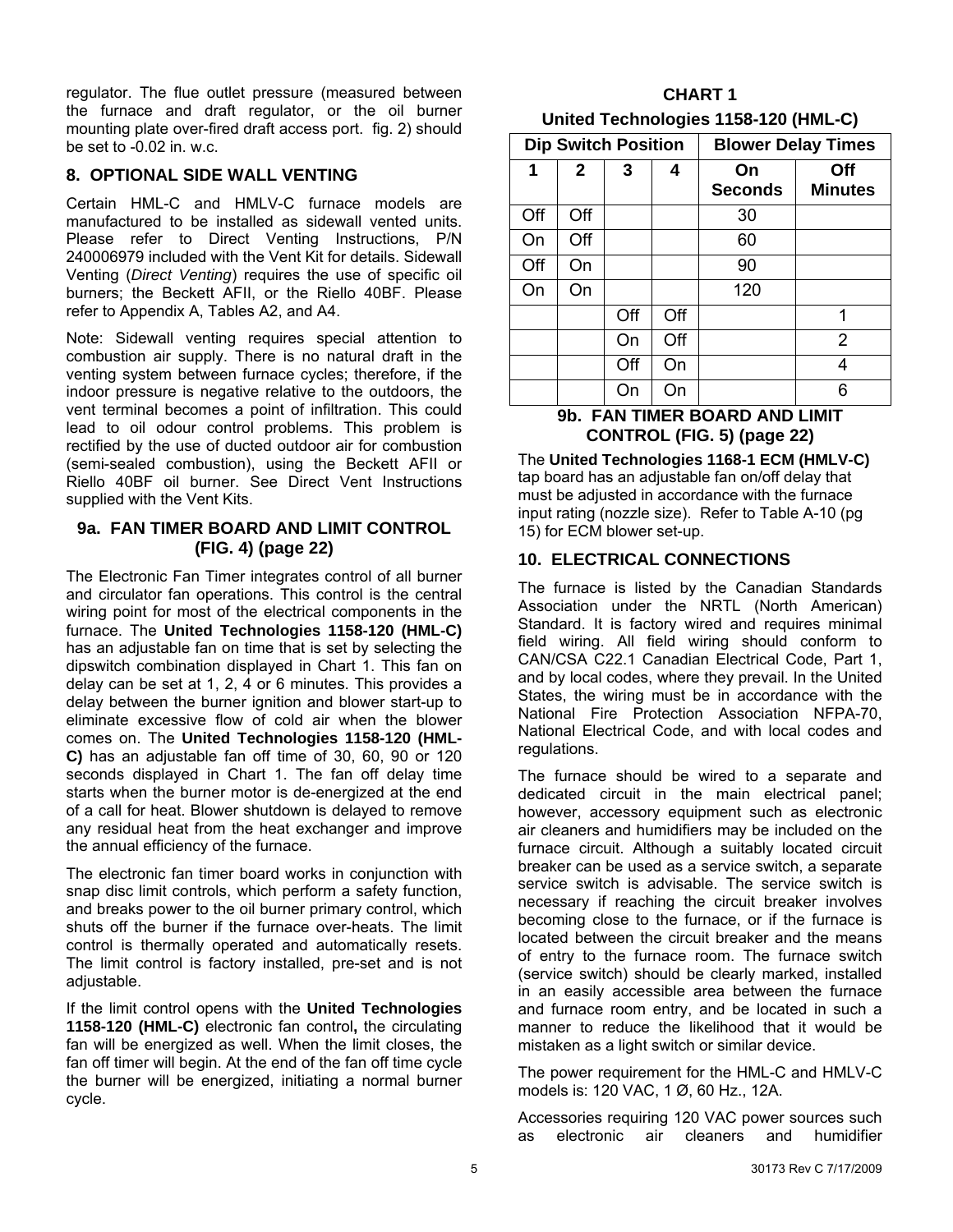regulator. The flue outlet pressure (measured between the furnace and draft regulator, or the oil burner mounting plate over-fired draft access port. fig. 2) should be set to -0.02 in. w.c.

## 8. OPTIONAL SIDE WALL VENTING

Certain HML-C and HMLV-C furnace models are manufactured to be installed as sidewall vented units. Please refer to Direct Venting Instructions, P/N 240006979 included with the Vent Kit for details. Sidewall Venting (*Direct Venting*) requires the use of specific oil burners; the Beckett AFII, or the Riello 40BF. Please refer to Appendix A, Tables A2, and A4.

Note: Sidewall venting requires special attention to combustion air supply. There is no natural draft in the venting system between furnace cycles; therefore, if the indoor pressure is negative relative to the outdoors, the vent terminal becomes a point of infiltration. This could lead to oil odour control problems. This problem is rectified by the use of ducted outdoor air for combustion (semi-sealed combustion), using the Beckett AFII or Riello 40BF oil burner. See Direct Vent Instructions supplied with the Vent Kits.

## 9a. FAN TIMER BOARD AND LIMIT CONTROL (FIG. 4) (page 22)

The Electronic Fan Timer integrates control of all burner and circulator fan operations. This control is the central wiring point for most of the electrical components in the furnace. The **United Technologies 1158-120 (HML-C)** has an adjustable fan on time that is set by selecting the dipswitch combination displayed in Chart 1. This fan on delay can be set at 1, 2, 4 or 6 minutes. This provides a delay between the burner ignition and blower start-up to eliminate excessive flow of cold air when the blower comes on. The **United Technologies 1158-120 (HML-C)** has an adjustable fan off time of 30, 60, 90 or 120 seconds displayed in Chart 1. The fan off delay time starts when the burner motor is de-energized at the end of a call for heat. Blower shutdown is delayed to remove any residual heat from the heat exchanger and improve the annual efficiency of the furnace.

The electronic fan timer board works in conjunction with snap disc limit controls, which perform a safety function, and breaks power to the oil burner primary control, which shuts off the burner if the furnace over-heats. The limit control is thermally operated and automatically resets. The limit control is factory installed, pre-set and is not adjustable.

If the limit control opens with the **United Technologies 1158-120 (HML-C)** electronic fan control**,** the circulating fan will be energized as well. When the limit closes, the fan off timer will begin. At the end of the fan off time cycle the burner will be energized, initiating a normal burner cycle.

**CHART 1**

**United Technologies 1158-120 (HML-C)**

| Dip Switch Position | | | | Blower Delay Times | |
|---|---|---|---|---|---|
| **1** | **2** | **3** | **4** | **On Seconds** | **Off Minutes** |
| Off | Off | | | 30 | |
| On | Off | | | 60 | |
| Off | On | | | 90 | |
| On | On | | | 120 | |
| | | Off | Off | | 1 |
| | | On | Off | | 2 |
| | | Off | On | | 4 |
| | | On | On | | 6 |

## 9b. FAN TIMER BOARD AND LIMIT CONTROL (FIG. 5) (page 22)

The **United Technologies 1168-1 ECM (HMLV-C)** tap board has an adjustable fan on/off delay that must be adjusted in accordance with the furnace input rating (nozzle size). Refer to Table A-10 (pg 15) for ECM blower set-up.

## 10. ELECTRICAL CONNECTIONS

The furnace is listed by the Canadian Standards Association under the NRTL (North American) Standard. It is factory wired and requires minimal field wiring. All field wiring should conform to CAN/CSA C22.1 Canadian Electrical Code, Part 1, and by local codes, where they prevail. In the United States, the wiring must be in accordance with the National Fire Protection Association NFPA-70, National Electrical Code, and with local codes and regulations.

The furnace should be wired to a separate and dedicated circuit in the main electrical panel; however, accessory equipment such as electronic air cleaners and humidifiers may be included on the furnace circuit. Although a suitably located circuit breaker can be used as a service switch, a separate service switch is advisable. The service switch is necessary if reaching the circuit breaker involves becoming close to the furnace, or if the furnace is located between the circuit breaker and the means of entry to the furnace room. The furnace switch (service switch) should be clearly marked, installed in an easily accessible area between the furnace and furnace room entry, and be located in such a manner to reduce the likelihood that it would be mistaken as a light switch or similar device.

The power requirement for the HML-C and HMLV-C models is: 120 VAC, 1 Ø, 60 Hz., 12A.

Accessories requiring 120 VAC power sources such as electronic air cleaners and humidifier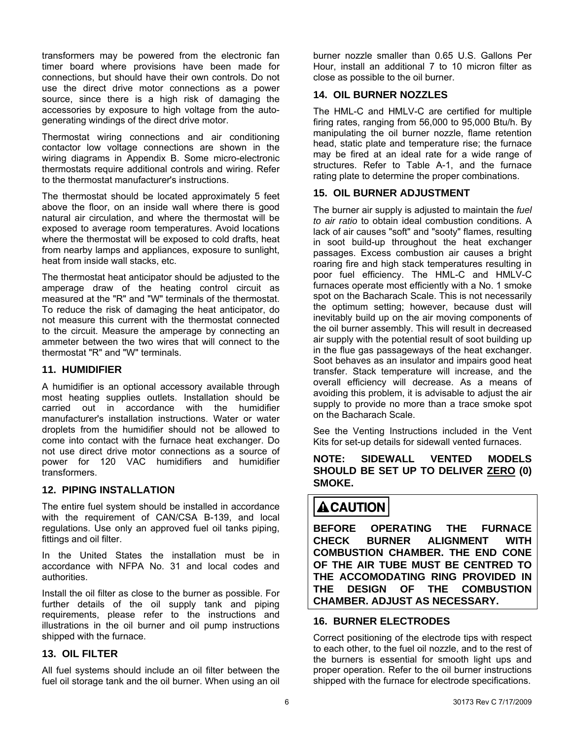transformers may be powered from the electronic fan timer board where provisions have been made for connections, but should have their own controls. Do not use the direct drive motor connections as a power source, since there is a high risk of damaging the accessories by exposure to high voltage from the auto-generating windings of the direct drive motor.

Thermostat wiring connections and air conditioning contactor low voltage connections are shown in the wiring diagrams in Appendix B. Some micro-electronic thermostats require additional controls and wiring. Refer to the thermostat manufacturer's instructions.

The thermostat should be located approximately 5 feet above the floor, on an inside wall where there is good natural air circulation, and where the thermostat will be exposed to average room temperatures. Avoid locations where the thermostat will be exposed to cold drafts, heat from nearby lamps and appliances, exposure to sunlight, heat from inside wall stacks, etc.

The thermostat heat anticipator should be adjusted to the amperage draw of the heating control circuit as measured at the "R" and "W" terminals of the thermostat. To reduce the risk of damaging the heat anticipator, do not measure this current with the thermostat connected to the circuit. Measure the amperage by connecting an ammeter between the two wires that will connect to the thermostat "R" and "W" terminals.

## 11. HUMIDIFIER

A humidifier is an optional accessory available through most heating supplies outlets. Installation should be carried out in accordance with the humidifier manufacturer's installation instructions. Water or water droplets from the humidifier should not be allowed to come into contact with the furnace heat exchanger. Do not use direct drive motor connections as a source of power for 120 VAC humidifiers and humidifier transformers.

## 12. PIPING INSTALLATION

The entire fuel system should be installed in accordance with the requirement of CAN/CSA B-139, and local regulations. Use only an approved fuel oil tanks piping, fittings and oil filter.

In the United States the installation must be in accordance with NFPA No. 31 and local codes and authorities.

Install the oil filter as close to the burner as possible. For further details of the oil supply tank and piping requirements, please refer to the instructions and illustrations in the oil burner and oil pump instructions shipped with the furnace.

## 13. OIL FILTER

All fuel systems should include an oil filter between the fuel oil storage tank and the oil burner. When using an oil burner nozzle smaller than 0.65 U.S. Gallons Per Hour, install an additional 7 to 10 micron filter as close as possible to the oil burner.

## 14. OIL BURNER NOZZLES

The HML-C and HMLV-C are certified for multiple firing rates, ranging from 56,000 to 95,000 Btu/h. By manipulating the oil burner nozzle, flame retention head, static plate and temperature rise; the furnace may be fired at an ideal rate for a wide range of structures. Refer to Table A-1, and the furnace rating plate to determine the proper combinations.

## 15. OIL BURNER ADJUSTMENT

The burner air supply is adjusted to maintain the *fuel to air ratio* to obtain ideal combustion conditions. A lack of air causes "soft" and "sooty" flames, resulting in soot build-up throughout the heat exchanger passages. Excess combustion air causes a bright roaring fire and high stack temperatures resulting in poor fuel efficiency. The HML-C and HMLV-C furnaces operate most efficiently with a No. 1 smoke spot on the Bacharach Scale. This is not necessarily the optimum setting; however, because dust will inevitably build up on the air moving components of the oil burner assembly. This will result in decreased air supply with the potential result of soot building up in the flue gas passageways of the heat exchanger. Soot behaves as an insulator and impairs good heat transfer. Stack temperature will increase, and the overall efficiency will decrease. As a means of avoiding this problem, it is advisable to adjust the air supply to provide no more than a trace smoke spot on the Bacharach Scale.

See the Venting Instructions included in the Vent Kits for set-up details for sidewall vented furnaces.

**NOTE: SIDEWALL VENTED MODELS SHOULD BE SET UP TO DELIVER <u>ZERO</u> (0) SMOKE.**

**⚠ CAUTION**

**BEFORE OPERATING THE FURNACE CHECK BURNER ALIGNMENT WITH COMBUSTION CHAMBER. THE END CONE OF THE AIR TUBE MUST BE CENTRED TO THE ACCOMODATING RING PROVIDED IN THE DESIGN OF THE COMBUSTION CHAMBER. ADJUST AS NECESSARY.**

## 16. BURNER ELECTRODES

Correct positioning of the electrode tips with respect to each other, to the fuel oil nozzle, and to the rest of the burners is essential for smooth light ups and proper operation. Refer to the oil burner instructions shipped with the furnace for electrode specifications.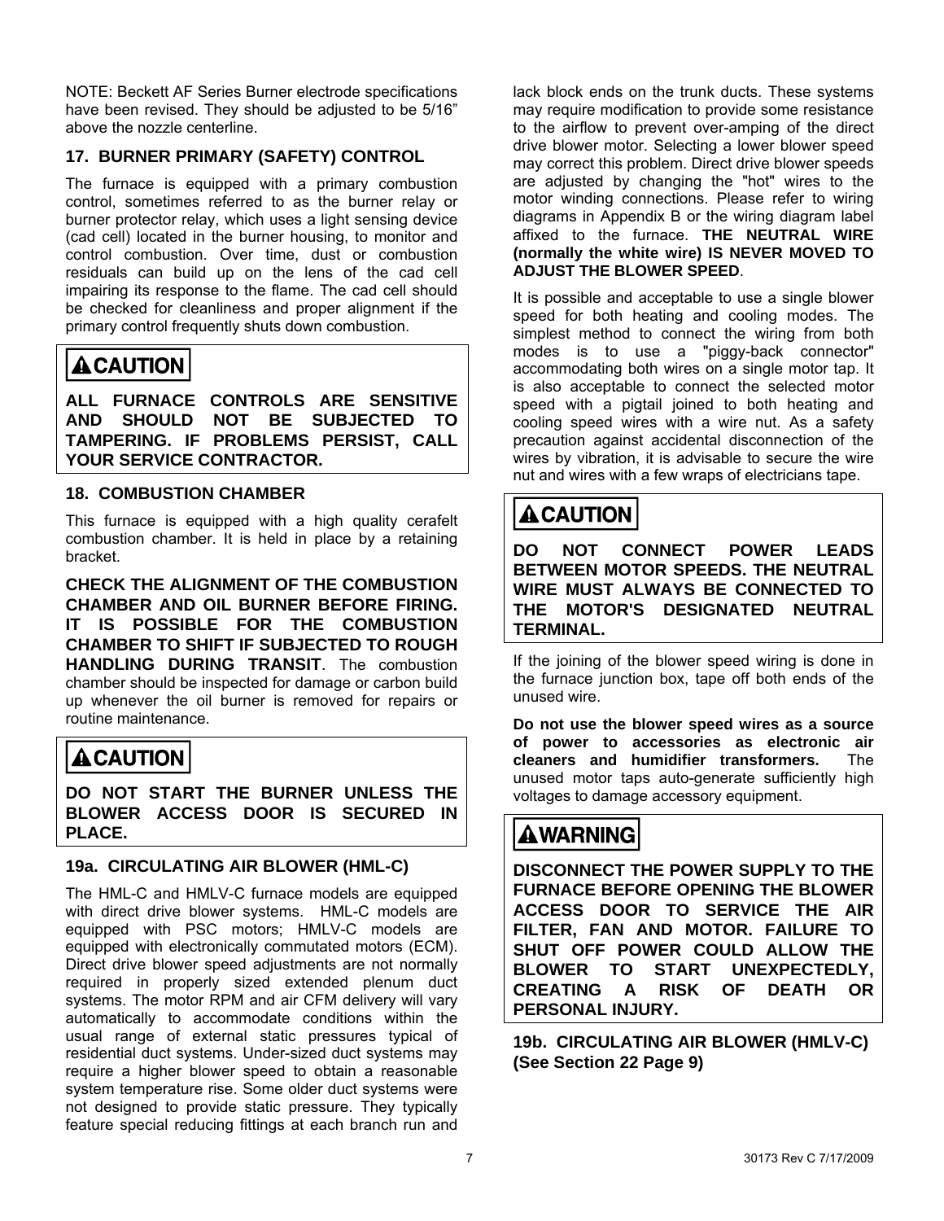NOTE: Beckett AF Series Burner electrode specifications have been revised. They should be adjusted to be 5/16" above the nozzle centerline.

## 17. BURNER PRIMARY (SAFETY) CONTROL

The furnace is equipped with a primary combustion control, sometimes referred to as the burner relay or burner protector relay, which uses a light sensing device (cad cell) located in the burner housing, to monitor and control combustion. Over time, dust or combustion residuals can build up on the lens of the cad cell impairing its response to the flame. The cad cell should be checked for cleanliness and proper alignment if the primary control frequently shuts down combustion.

> **⚠CAUTION**
>
> **ALL FURNACE CONTROLS ARE SENSITIVE AND SHOULD NOT BE SUBJECTED TO TAMPERING. IF PROBLEMS PERSIST, CALL YOUR SERVICE CONTRACTOR.**

## 18. COMBUSTION CHAMBER

This furnace is equipped with a high quality cerafelt combustion chamber. It is held in place by a retaining bracket.

**CHECK THE ALIGNMENT OF THE COMBUSTION CHAMBER AND OIL BURNER BEFORE FIRING. IT IS POSSIBLE FOR THE COMBUSTION CHAMBER TO SHIFT IF SUBJECTED TO ROUGH HANDLING DURING TRANSIT**. The combustion chamber should be inspected for damage or carbon build up whenever the oil burner is removed for repairs or routine maintenance.

> **⚠CAUTION**
>
> **DO NOT START THE BURNER UNLESS THE BLOWER ACCESS DOOR IS SECURED IN PLACE.**

## 19a. CIRCULATING AIR BLOWER (HML-C)

The HML-C and HMLV-C furnace models are equipped with direct drive blower systems. HML-C models are equipped with PSC motors; HMLV-C models are equipped with electronically commutated motors (ECM). Direct drive blower speed adjustments are not normally required in properly sized extended plenum duct systems. The motor RPM and air CFM delivery will vary automatically to accommodate conditions within the usual range of external static pressures typical of residential duct systems. Under-sized duct systems may require a higher blower speed to obtain a reasonable system temperature rise. Some older duct systems were not designed to provide static pressure. They typically feature special reducing fittings at each branch run and lack block ends on the trunk ducts. These systems may require modification to provide some resistance to the airflow to prevent over-amping of the direct drive blower motor. Selecting a lower blower speed may correct this problem. Direct drive blower speeds are adjusted by changing the "hot" wires to the motor winding connections. Please refer to wiring diagrams in Appendix B or the wiring diagram label affixed to the furnace. **THE NEUTRAL WIRE (normally the white wire) IS NEVER MOVED TO ADJUST THE BLOWER SPEED**.

It is possible and acceptable to use a single blower speed for both heating and cooling modes. The simplest method to connect the wiring from both modes is to use a "piggy-back connector" accommodating both wires on a single motor tap. It is also acceptable to connect the selected motor speed with a pigtail joined to both heating and cooling speed wires with a wire nut. As a safety precaution against accidental disconnection of the wires by vibration, it is advisable to secure the wire nut and wires with a few wraps of electricians tape.

> **⚠CAUTION**
>
> **DO NOT CONNECT POWER LEADS BETWEEN MOTOR SPEEDS. THE NEUTRAL WIRE MUST ALWAYS BE CONNECTED TO THE MOTOR'S DESIGNATED NEUTRAL TERMINAL.**

If the joining of the blower speed wiring is done in the furnace junction box, tape off both ends of the unused wire.

**Do not use the blower speed wires as a source of power to accessories as electronic air cleaners and humidifier transformers.** The unused motor taps auto-generate sufficiently high voltages to damage accessory equipment.

> **⚠WARNING**
>
> **DISCONNECT THE POWER SUPPLY TO THE FURNACE BEFORE OPENING THE BLOWER ACCESS DOOR TO SERVICE THE AIR FILTER, FAN AND MOTOR. FAILURE TO SHUT OFF POWER COULD ALLOW THE BLOWER TO START UNEXPECTEDLY, CREATING A RISK OF DEATH OR PERSONAL INJURY.**

## 19b. CIRCULATING AIR BLOWER (HMLV-C) (See Section 22 Page 9)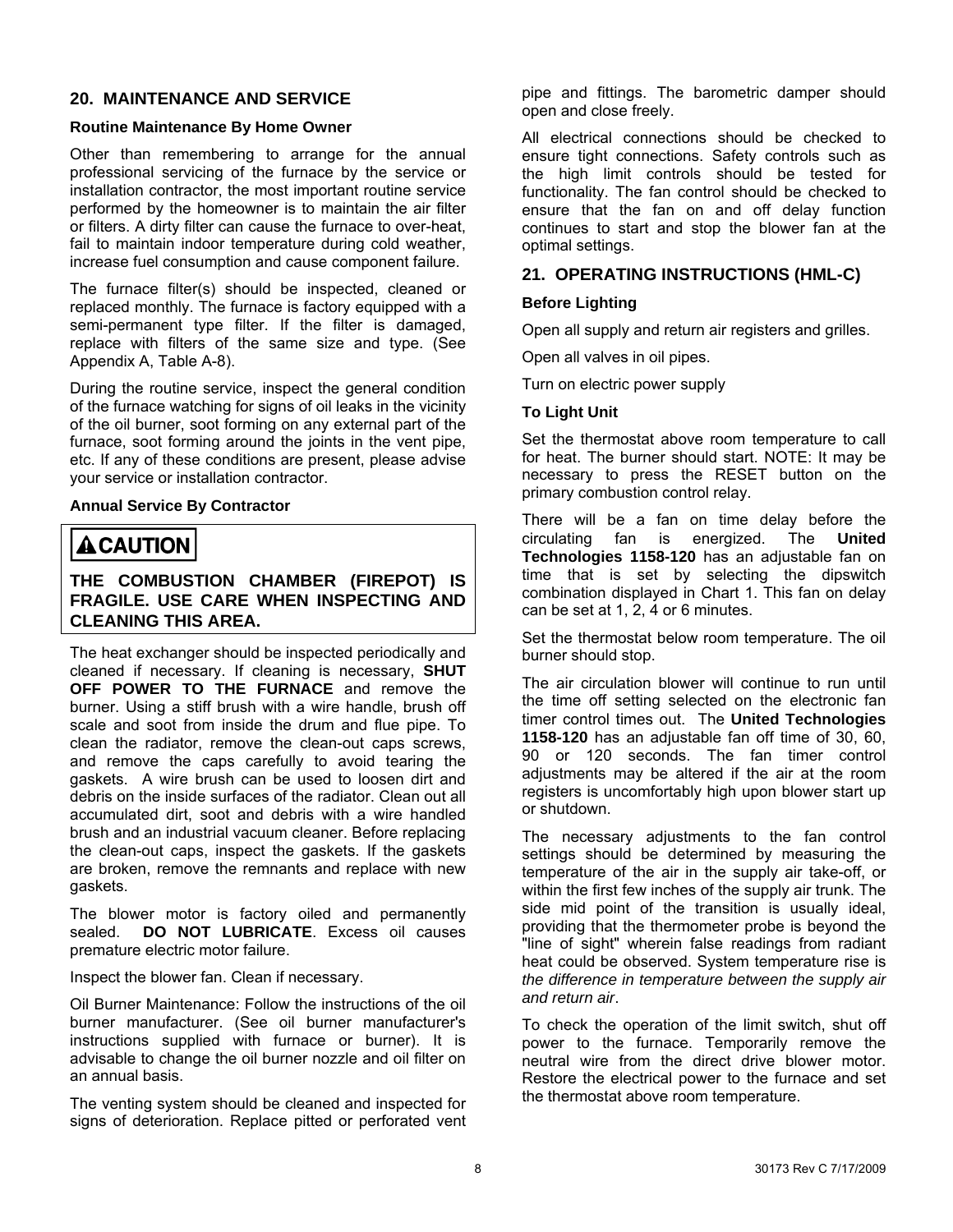## 20. MAINTENANCE AND SERVICE

### Routine Maintenance By Home Owner

Other than remembering to arrange for the annual professional servicing of the furnace by the service or installation contractor, the most important routine service performed by the homeowner is to maintain the air filter or filters. A dirty filter can cause the furnace to over-heat, fail to maintain indoor temperature during cold weather, increase fuel consumption and cause component failure.

The furnace filter(s) should be inspected, cleaned or replaced monthly. The furnace is factory equipped with a semi-permanent type filter. If the filter is damaged, replace with filters of the same size and type. (See Appendix A, Table A-8).

During the routine service, inspect the general condition of the furnace watching for signs of oil leaks in the vicinity of the oil burner, soot forming on any external part of the furnace, soot forming around the joints in the vent pipe, etc. If any of these conditions are present, please advise your service or installation contractor.

### Annual Service By Contractor

> **⚠ CAUTION**
>
> **THE COMBUSTION CHAMBER (FIREPOT) IS FRAGILE. USE CARE WHEN INSPECTING AND CLEANING THIS AREA.**

The heat exchanger should be inspected periodically and cleaned if necessary. If cleaning is necessary, **SHUT OFF POWER TO THE FURNACE** and remove the burner. Using a stiff brush with a wire handle, brush off scale and soot from inside the drum and flue pipe. To clean the radiator, remove the clean-out caps screws, and remove the caps carefully to avoid tearing the gaskets. A wire brush can be used to loosen dirt and debris on the inside surfaces of the radiator. Clean out all accumulated dirt, soot and debris with a wire handled brush and an industrial vacuum cleaner. Before replacing the clean-out caps, inspect the gaskets. If the gaskets are broken, remove the remnants and replace with new gaskets.

The blower motor is factory oiled and permanently sealed. **DO NOT LUBRICATE**. Excess oil causes premature electric motor failure.

Inspect the blower fan. Clean if necessary.

Oil Burner Maintenance: Follow the instructions of the oil burner manufacturer. (See oil burner manufacturer's instructions supplied with furnace or burner). It is advisable to change the oil burner nozzle and oil filter on an annual basis.

The venting system should be cleaned and inspected for signs of deterioration. Replace pitted or perforated vent pipe and fittings. The barometric damper should open and close freely.

All electrical connections should be checked to ensure tight connections. Safety controls such as the high limit controls should be tested for functionality. The fan control should be checked to ensure that the fan on and off delay function continues to start and stop the blower fan at the optimal settings.

## 21. OPERATING INSTRUCTIONS (HML-C)

### Before Lighting

Open all supply and return air registers and grilles.

Open all valves in oil pipes.

Turn on electric power supply

### To Light Unit

Set the thermostat above room temperature to call for heat. The burner should start. NOTE: It may be necessary to press the RESET button on the primary combustion control relay.

There will be a fan on time delay before the circulating fan is energized. The **United Technologies 1158-120** has an adjustable fan on time that is set by selecting the dipswitch combination displayed in Chart 1. This fan on delay can be set at 1, 2, 4 or 6 minutes.

Set the thermostat below room temperature. The oil burner should stop.

The air circulation blower will continue to run until the time off setting selected on the electronic fan timer control times out. The **United Technologies 1158-120** has an adjustable fan off time of 30, 60, 90 or 120 seconds. The fan timer control adjustments may be altered if the air at the room registers is uncomfortably high upon blower start up or shutdown.

The necessary adjustments to the fan control settings should be determined by measuring the temperature of the air in the supply air take-off, or within the first few inches of the supply air trunk. The side mid point of the transition is usually ideal, providing that the thermometer probe is beyond the "line of sight" wherein false readings from radiant heat could be observed. System temperature rise is *the difference in temperature between the supply air and return air*.

To check the operation of the limit switch, shut off power to the furnace. Temporarily remove the neutral wire from the direct drive blower motor. Restore the electrical power to the furnace and set the thermostat above room temperature.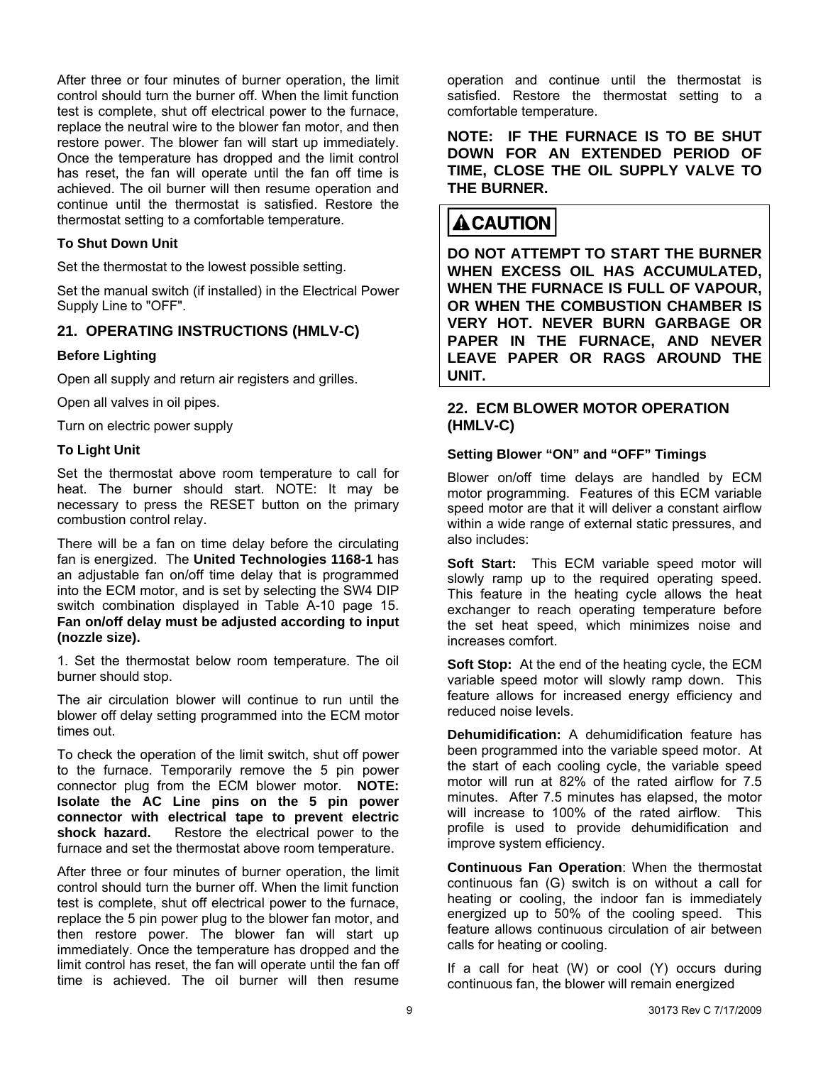After three or four minutes of burner operation, the limit control should turn the burner off. When the limit function test is complete, shut off electrical power to the furnace, replace the neutral wire to the blower fan motor, and then restore power. The blower fan will start up immediately. Once the temperature has dropped and the limit control has reset, the fan will operate until the fan off time is achieved. The oil burner will then resume operation and continue until the thermostat is satisfied. Restore the thermostat setting to a comfortable temperature.

**To Shut Down Unit**

Set the thermostat to the lowest possible setting.

Set the manual switch (if installed) in the Electrical Power Supply Line to "OFF".

## 21. OPERATING INSTRUCTIONS (HMLV-C)

**Before Lighting**

Open all supply and return air registers and grilles.

Open all valves in oil pipes.

Turn on electric power supply

**To Light Unit**

Set the thermostat above room temperature to call for heat. The burner should start. NOTE: It may be necessary to press the RESET button on the primary combustion control relay.

There will be a fan on time delay before the circulating fan is energized. The **United Technologies 1168-1** has an adjustable fan on/off time delay that is programmed into the ECM motor, and is set by selecting the SW4 DIP switch combination displayed in Table A-10 page 15. **Fan on/off delay must be adjusted according to input (nozzle size).**

1. Set the thermostat below room temperature. The oil burner should stop.

The air circulation blower will continue to run until the blower off delay setting programmed into the ECM motor times out.

To check the operation of the limit switch, shut off power to the furnace. Temporarily remove the 5 pin power connector plug from the ECM blower motor. **NOTE: Isolate the AC Line pins on the 5 pin power connector with electrical tape to prevent electric shock hazard.** Restore the electrical power to the furnace and set the thermostat above room temperature.

After three or four minutes of burner operation, the limit control should turn the burner off. When the limit function test is complete, shut off electrical power to the furnace, replace the 5 pin power plug to the blower fan motor, and then restore power. The blower fan will start up immediately. Once the temperature has dropped and the limit control has reset, the fan will operate until the fan off time is achieved. The oil burner will then resume operation and continue until the thermostat is satisfied. Restore the thermostat setting to a comfortable temperature.

**NOTE: IF THE FURNACE IS TO BE SHUT DOWN FOR AN EXTENDED PERIOD OF TIME, CLOSE THE OIL SUPPLY VALVE TO THE BURNER.**

**⚠CAUTION**

**DO NOT ATTEMPT TO START THE BURNER WHEN EXCESS OIL HAS ACCUMULATED, WHEN THE FURNACE IS FULL OF VAPOUR, OR WHEN THE COMBUSTION CHAMBER IS VERY HOT. NEVER BURN GARBAGE OR PAPER IN THE FURNACE, AND NEVER LEAVE PAPER OR RAGS AROUND THE UNIT.**

## 22. ECM BLOWER MOTOR OPERATION (HMLV-C)

**Setting Blower "ON" and "OFF" Timings**

Blower on/off time delays are handled by ECM motor programming. Features of this ECM variable speed motor are that it will deliver a constant airflow within a wide range of external static pressures, and also includes:

**Soft Start:** This ECM variable speed motor will slowly ramp up to the required operating speed. This feature in the heating cycle allows the heat exchanger to reach operating temperature before the set heat speed, which minimizes noise and increases comfort.

**Soft Stop:** At the end of the heating cycle, the ECM variable speed motor will slowly ramp down. This feature allows for increased energy efficiency and reduced noise levels.

**Dehumidification:** A dehumidification feature has been programmed into the variable speed motor. At the start of each cooling cycle, the variable speed motor will run at 82% of the rated airflow for 7.5 minutes. After 7.5 minutes has elapsed, the motor will increase to 100% of the rated airflow. This profile is used to provide dehumidification and improve system efficiency.

**Continuous Fan Operation**: When the thermostat continuous fan (G) switch is on without a call for heating or cooling, the indoor fan is immediately energized up to 50% of the cooling speed. This feature allows continuous circulation of air between calls for heating or cooling.

If a call for heat (W) or cool (Y) occurs during continuous fan, the blower will remain energized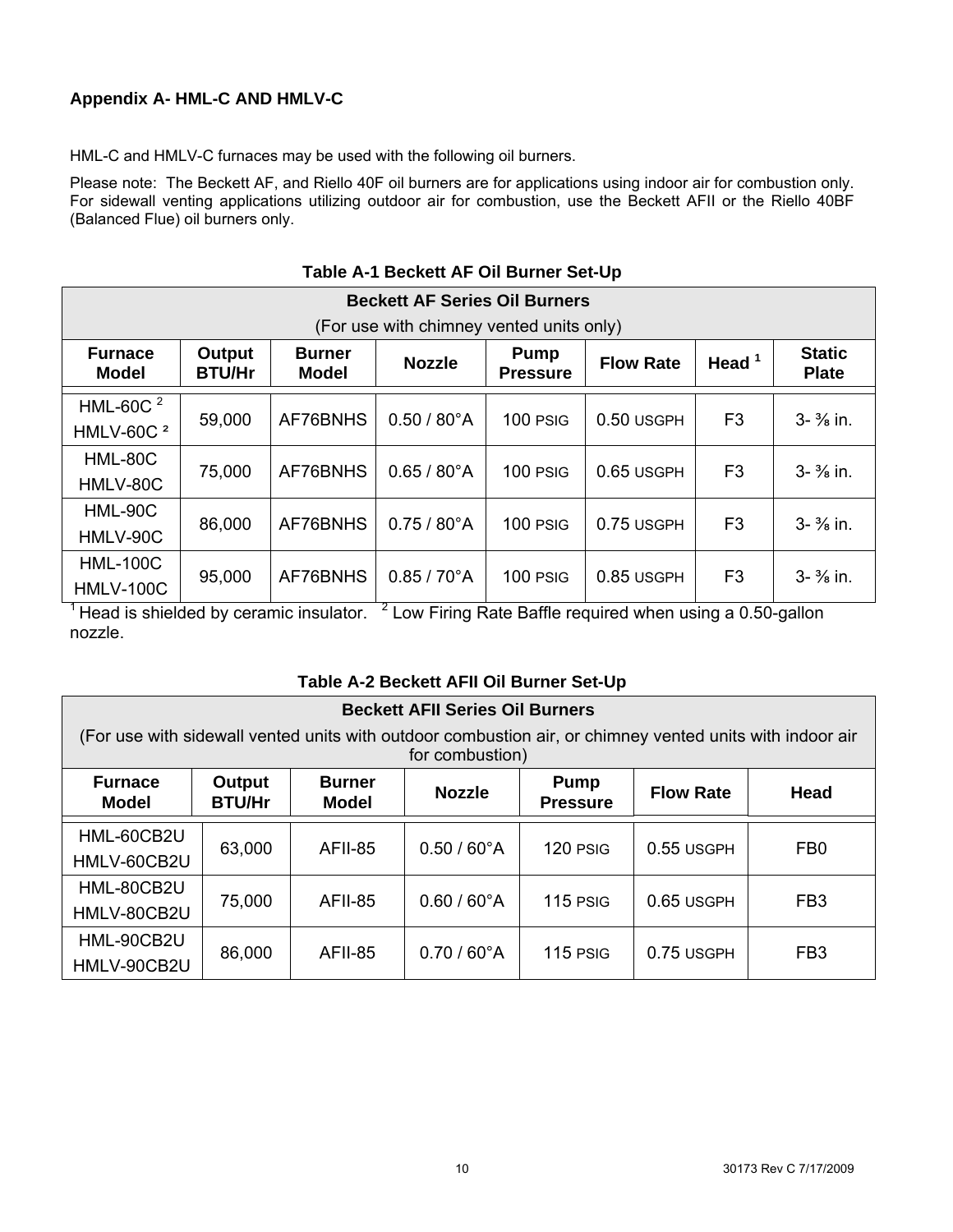## Appendix A- HML-C AND HMLV-C

HML-C and HMLV-C furnaces may be used with the following oil burners.

Please note: The Beckett AF, and Riello 40F oil burners are for applications using indoor air for combustion only. For sidewall venting applications utilizing outdoor air for combustion, use the Beckett AFII or the Riello 40BF (Balanced Flue) oil burners only.

**Table A-1 Beckett AF Oil Burner Set-Up**

| Beckett AF Series Oil Burners (For use with chimney vented units only) | | | | | | | |
|---|---|---|---|---|---|---|---|
| **Furnace Model** | **Output BTU/Hr** | **Burner Model** | **Nozzle** | **Pump Pressure** | **Flow Rate** | **Head [1]** | **Static Plate** |
| HML-60C [2]<br>HMLV-60C [2] | 59,000 | AF76BNHS | 0.50 / 80°A | 100 PSIG | 0.50 USGPH | F3 | 3- ⅜ in. |
| HML-80C<br>HMLV-80C | 75,000 | AF76BNHS | 0.65 / 80°A | 100 PSIG | 0.65 USGPH | F3 | 3- ⅜ in. |
| HML-90C<br>HMLV-90C | 86,000 | AF76BNHS | 0.75 / 80°A | 100 PSIG | 0.75 USGPH | F3 | 3- ⅜ in. |
| HML-100C<br>HMLV-100C | 95,000 | AF76BNHS | 0.85 / 70°A | 100 PSIG | 0.85 USGPH | F3 | 3- ⅜ in. |

[1] Head is shielded by ceramic insulator. [2] Low Firing Rate Baffle required when using a 0.50-gallon nozzle.

**Table A-2 Beckett AFII Oil Burner Set-Up**

| Beckett AFII Series Oil Burners (For use with sidewall vented units with outdoor combustion air, or chimney vented units with indoor air for combustion) | | | | | | |
|---|---|---|---|---|---|---|
| **Furnace Model** | **Output BTU/Hr** | **Burner Model** | **Nozzle** | **Pump Pressure** | **Flow Rate** | **Head** |
| HML-60CB2U<br>HMLV-60CB2U | 63,000 | AFII-85 | 0.50 / 60°A | 120 PSIG | 0.55 USGPH | FB0 |
| HML-80CB2U<br>HMLV-80CB2U | 75,000 | AFII-85 | 0.60 / 60°A | 115 PSIG | 0.65 USGPH | FB3 |
| HML-90CB2U<br>HMLV-90CB2U | 86,000 | AFII-85 | 0.70 / 60°A | 115 PSIG | 0.75 USGPH | FB3 |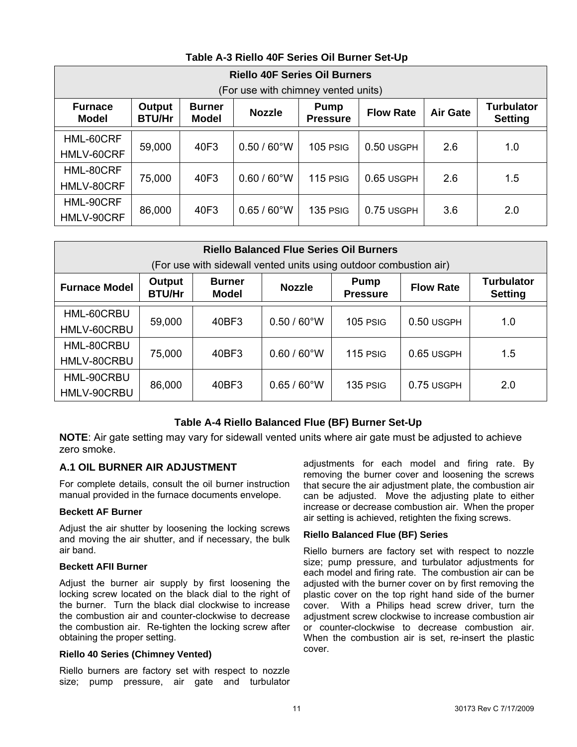**Table A-3 Riello 40F Series Oil Burner Set-Up**

| Riello 40F Series Oil Burners (For use with chimney vented units) | | | | | | | |
|---|---|---|---|---|---|---|---|
| **Furnace Model** | **Output BTU/Hr** | **Burner Model** | **Nozzle** | **Pump Pressure** | **Flow Rate** | **Air Gate** | **Turbulator Setting** |
| HML-60CRF HMLV-60CRF | 59,000 | 40F3 | 0.50 / 60°W | 105 PSIG | 0.50 USGPH | 2.6 | 1.0 |
| HML-80CRF HMLV-80CRF | 75,000 | 40F3 | 0.60 / 60°W | 115 PSIG | 0.65 USGPH | 2.6 | 1.5 |
| HML-90CRF HMLV-90CRF | 86,000 | 40F3 | 0.65 / 60°W | 135 PSIG | 0.75 USGPH | 3.6 | 2.0 |

| Riello Balanced Flue Series Oil Burners (For use with sidewall vented units using outdoor combustion air) | | | | | | |
|---|---|---|---|---|---|---|
| **Furnace Model** | **Output BTU/Hr** | **Burner Model** | **Nozzle** | **Pump Pressure** | **Flow Rate** | **Turbulator Setting** |
| HML-60CRBU HMLV-60CRBU | 59,000 | 40BF3 | 0.50 / 60°W | 105 PSIG | 0.50 USGPH | 1.0 |
| HML-80CRBU HMLV-80CRBU | 75,000 | 40BF3 | 0.60 / 60°W | 115 PSIG | 0.65 USGPH | 1.5 |
| HML-90CRBU HMLV-90CRBU | 86,000 | 40BF3 | 0.65 / 60°W | 135 PSIG | 0.75 USGPH | 2.0 |

**Table A-4 Riello Balanced Flue (BF) Burner Set-Up**

**NOTE**: Air gate setting may vary for sidewall vented units where air gate must be adjusted to achieve zero smoke.

## A.1 OIL BURNER AIR ADJUSTMENT

For complete details, consult the oil burner instruction manual provided in the furnace documents envelope.

**Beckett AF Burner**

Adjust the air shutter by loosening the locking screws and moving the air shutter, and if necessary, the bulk air band.

**Beckett AFII Burner**

Adjust the burner air supply by first loosening the locking screw located on the black dial to the right of the burner. Turn the black dial clockwise to increase the combustion air and counter-clockwise to decrease the combustion air. Re-tighten the locking screw after obtaining the proper setting.

**Riello 40 Series (Chimney Vented)**

Riello burners are factory set with respect to nozzle size; pump pressure, air gate and turbulator adjustments for each model and firing rate. By removing the burner cover and loosening the screws that secure the air adjustment plate, the combustion air can be adjusted. Move the adjusting plate to either increase or decrease combustion air. When the proper air setting is achieved, retighten the fixing screws.

**Riello Balanced Flue (BF) Series**

Riello burners are factory set with respect to nozzle size; pump pressure, and turbulator adjustments for each model and firing rate. The combustion air can be adjusted with the burner cover on by first removing the plastic cover on the top right hand side of the burner cover. With a Philips head screw driver, turn the adjustment screw clockwise to increase combustion air or counter-clockwise to decrease combustion air. When the combustion air is set, re-insert the plastic cover.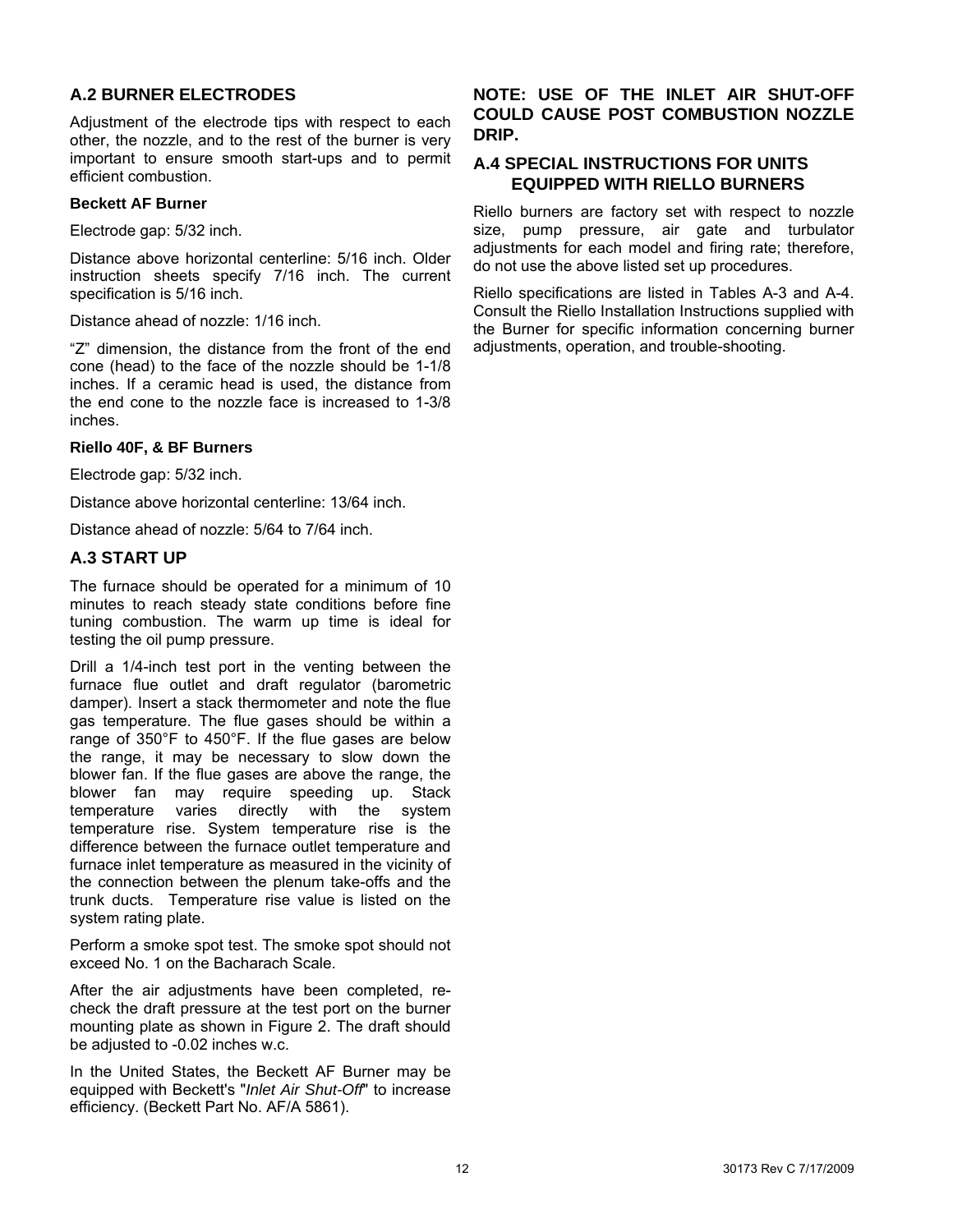## A.2 BURNER ELECTRODES

Adjustment of the electrode tips with respect to each other, the nozzle, and to the rest of the burner is very important to ensure smooth start-ups and to permit efficient combustion.

**Beckett AF Burner**

Electrode gap: 5/32 inch.

Distance above horizontal centerline: 5/16 inch. Older instruction sheets specify 7/16 inch. The current specification is 5/16 inch.

Distance ahead of nozzle: 1/16 inch.

"Z" dimension, the distance from the front of the end cone (head) to the face of the nozzle should be 1-1/8 inches. If a ceramic head is used, the distance from the end cone to the nozzle face is increased to 1-3/8 inches.

**Riello 40F, & BF Burners**

Electrode gap: 5/32 inch.

Distance above horizontal centerline: 13/64 inch.

Distance ahead of nozzle: 5/64 to 7/64 inch.

## A.3 START UP

The furnace should be operated for a minimum of 10 minutes to reach steady state conditions before fine tuning combustion. The warm up time is ideal for testing the oil pump pressure.

Drill a 1/4-inch test port in the venting between the furnace flue outlet and draft regulator (barometric damper). Insert a stack thermometer and note the flue gas temperature. The flue gases should be within a range of 350°F to 450°F. If the flue gases are below the range, it may be necessary to slow down the blower fan. If the flue gases are above the range, the blower fan may require speeding up. Stack temperature varies directly with the system temperature rise. System temperature rise is the difference between the furnace outlet temperature and furnace inlet temperature as measured in the vicinity of the connection between the plenum take-offs and the trunk ducts. Temperature rise value is listed on the system rating plate.

Perform a smoke spot test. The smoke spot should not exceed No. 1 on the Bacharach Scale.

After the air adjustments have been completed, re-check the draft pressure at the test port on the burner mounting plate as shown in Figure 2. The draft should be adjusted to -0.02 inches w.c.

In the United States, the Beckett AF Burner may be equipped with Beckett's "*Inlet Air Shut-Off*" to increase efficiency. (Beckett Part No. AF/A 5861).

**NOTE: USE OF THE INLET AIR SHUT-OFF COULD CAUSE POST COMBUSTION NOZZLE DRIP.**

## A.4 SPECIAL INSTRUCTIONS FOR UNITS EQUIPPED WITH RIELLO BURNERS

Riello burners are factory set with respect to nozzle size, pump pressure, air gate and turbulator adjustments for each model and firing rate; therefore, do not use the above listed set up procedures.

Riello specifications are listed in Tables A-3 and A-4. Consult the Riello Installation Instructions supplied with the Burner for specific information concerning burner adjustments, operation, and trouble-shooting.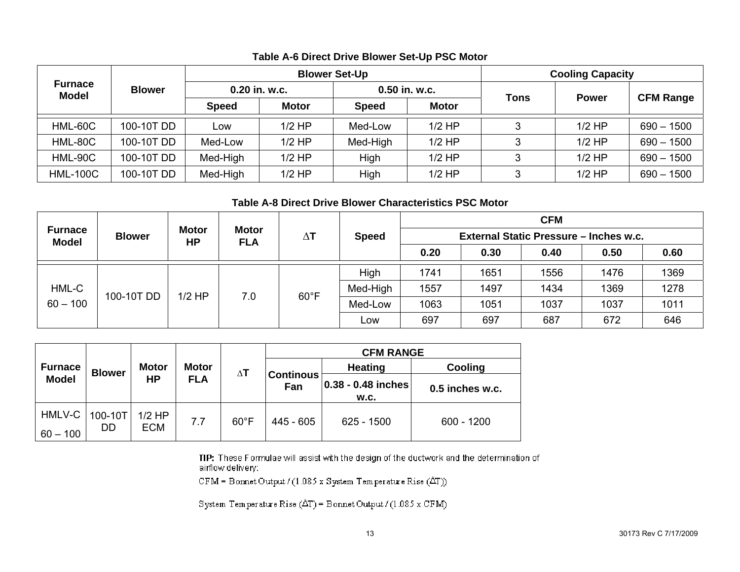**Table A-6 Direct Drive Blower Set-Up PSC Motor**

| Furnace Model | Blower | Blower Set-Up | | | | Cooling Capacity | | |
|---|---|---|---|---|---|---|---|---|
| | | 0.20 in. w.c. | | 0.50 in. w.c. | | Tons | Power | CFM Range |
| | | Speed | Motor | Speed | Motor | | | |
| HML-60C | 100-10T DD | Low | 1/2 HP | Med-Low | 1/2 HP | 3 | 1/2 HP | 690 – 1500 |
| HML-80C | 100-10T DD | Med-Low | 1/2 HP | Med-High | 1/2 HP | 3 | 1/2 HP | 690 – 1500 |
| HML-90C | 100-10T DD | Med-High | 1/2 HP | High | 1/2 HP | 3 | 1/2 HP | 690 – 1500 |
| HML-100C | 100-10T DD | Med-High | 1/2 HP | High | 1/2 HP | 3 | 1/2 HP | 690 – 1500 |

**Table A-8 Direct Drive Blower Characteristics PSC Motor**

| Furnace Model | Blower | Motor HP | Motor FLA | ∆T | Speed | CFM | | | | |
|---|---|---|---|---|---|---|---|---|---|---|
| | | | | | | External Static Pressure – Inches w.c. | | | | |
| | | | | | | 0.20 | 0.30 | 0.40 | 0.50 | 0.60 |
| HML-C 60 – 100 | 100-10T DD | 1/2 HP | 7.0 | 60°F | High | 1741 | 1651 | 1556 | 1476 | 1369 |
| | | | | | Med-High | 1557 | 1497 | 1434 | 1369 | 1278 |
| | | | | | Med-Low | 1063 | 1051 | 1037 | 1037 | 1011 |
| | | | | | Low | 697 | 697 | 687 | 672 | 646 |

| Furnace Model | Blower | Motor HP | Motor FLA | ∆T | CFM RANGE | | |
|---|---|---|---|---|---|---|---|
| | | | | | Continous Fan | Heating | Cooling |
| | | | | | | 0.38 - 0.48 inches w.c. | 0.5 inches w.c. |
| HMLV-C 60 – 100 | 100-10T DD | 1/2 HP ECM | 7.7 | 60°F | 445 - 605 | 625 - 1500 | 600 - 1200 |

**TIP:** These Formulae will assist with the design of the ductwork and the determination of airflow delivery:

CFM = Bonnet Output / (1.085 x System Temperature Rise (∆T))

System Temperature Rise (∆T) = Bonnet Output / (1.085 x CFM)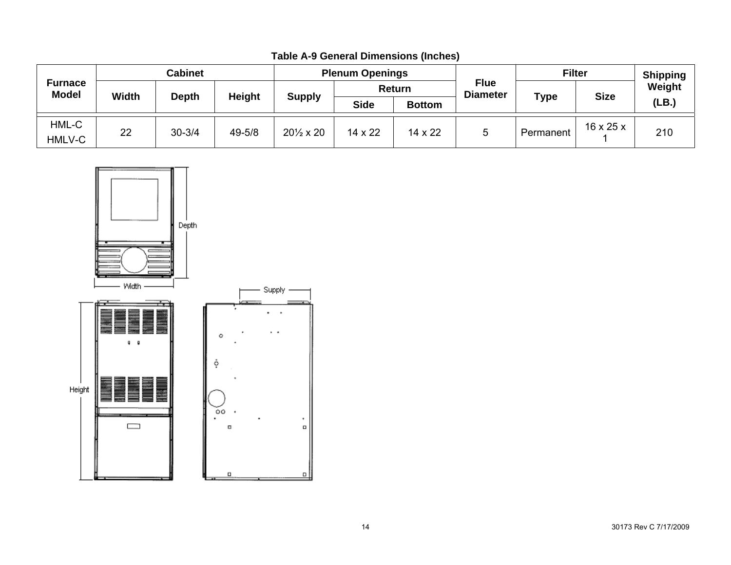**Table A-9 General Dimensions (Inches)**

| Furnace Model | Cabinet | | | Plenum Openings | | | Flue Diameter | Filter | | Shipping Weight (LB.) |
|---|---|---|---|---|---|---|---|---|---|---|
| | Width | Depth | Height | Supply | Return | | | Type | Size | |
| | | | | | Side | Bottom | | | | |
| HML-C HMLV-C | 22 | 30-3/4 | 49-5/8 | 20½ x 20 | 14 x 22 | 14 x 22 | 5 | Permanent | 16 x 25 x 1 | 210 |

Depth

Width

Supply

Height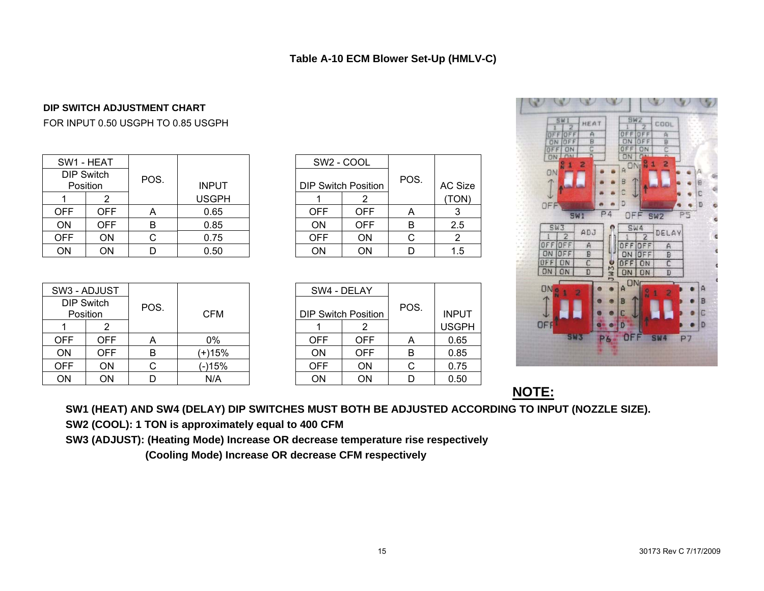## Table A-10 ECM Blower Set-Up (HMLV-C)

**DIP SWITCH ADJUSTMENT CHART**

FOR INPUT 0.50 USGPH TO 0.85 USGPH

| SW1 - HEAT DIP Switch Position 1 | 2 | POS. | INPUT USGPH |
|---|---|---|---|
| OFF | OFF | A | 0.65 |
| ON | OFF | B | 0.85 |
| OFF | ON | C | 0.75 |
| ON | ON | D | 0.50 |

| SW2 - COOL DIP Switch Position 1 | 2 | POS. | AC Size (TON) |
|---|---|---|---|
| OFF | OFF | A | 3 |
| ON | OFF | B | 2.5 |
| OFF | ON | C | 2 |
| ON | ON | D | 1.5 |

| SW3 - ADJUST DIP Switch Position 1 | 2 | POS. | CFM |
|---|---|---|---|
| OFF | OFF | A | 0% |
| ON | OFF | B | (+)15% |
| OFF | ON | C | (-)15% |
| ON | ON | D | N/A |

| SW4 - DELAY DIP Switch Position 1 | 2 | POS. | INPUT USGPH |
|---|---|---|---|
| OFF | OFF | A | 0.65 |
| ON | OFF | B | 0.85 |
| OFF | ON | C | 0.75 |
| ON | ON | D | 0.50 |

**NOTE:**

**SW1 (HEAT) AND SW4 (DELAY) DIP SWITCHES MUST BOTH BE ADJUSTED ACCORDING TO INPUT (NOZZLE SIZE).**

**SW2 (COOL): 1 TON is approximately equal to 400 CFM**

**SW3 (ADJUST): (Heating Mode) Increase OR decrease temperature rise respectively**

**(Cooling Mode) Increase OR decrease CFM respectively**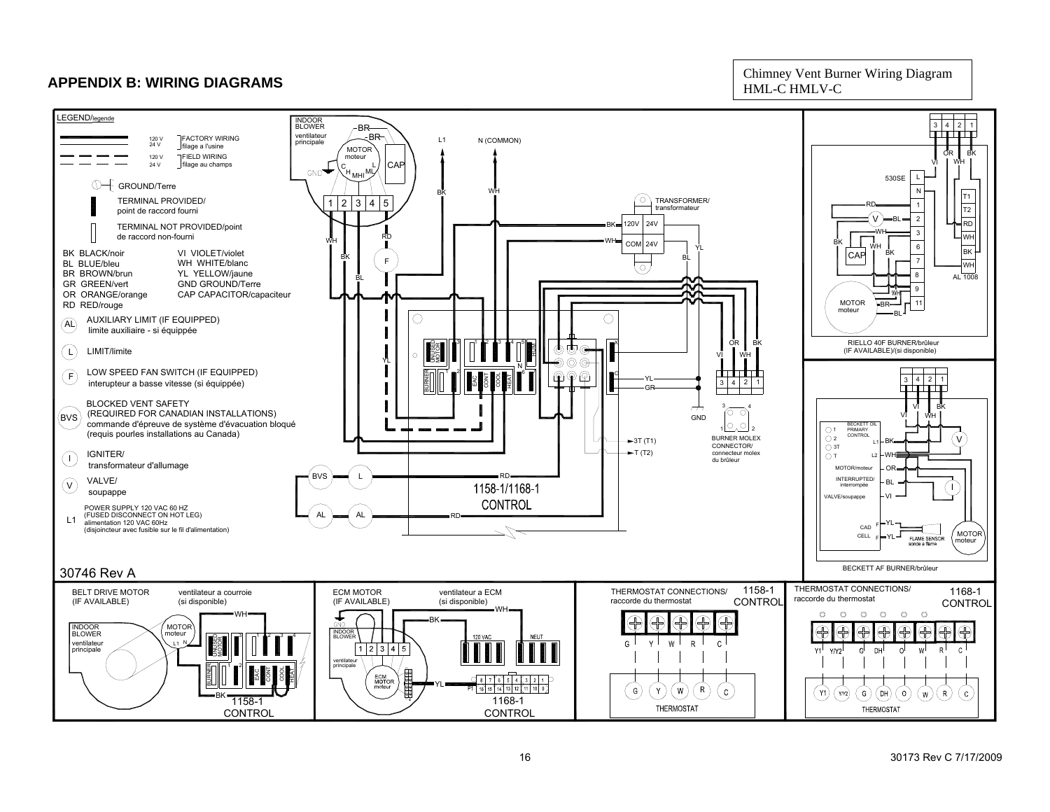## APPENDIX B: WIRING DIAGRAMS

Chimney Vent Burner Wiring Diagram
HML-C HMLV-C

LEGEND/legende

- 120 V / 24 V — FACTORY WIRING / filage a l'usine
- 120 V / 24 V — FIELD WIRING / filage au champs
- GROUND/Terre
- TERMINAL PROVIDED/ point de raccord fourni
- TERMINAL NOT PROVIDED/point de raccord non-fourni

| | |
|---|---|
| BK BLACK/noir | VI VIOLET/violet |
| BL BLUE/bleu | WH WHITE/blanc |
| BR BROWN/brun | YL YELLOW/jaune |
| GR GREEN/vert | GND GROUND/Terre |
| OR ORANGE/orange | CAP CAPACITOR/capaciteur |
| RD RED/rouge | |

- AL — AUXILIARY LIMIT (IF EQUIPPED) limite auxiliaire - si équippée
- L — LIMIT/limite
- F — LOW SPEED FAN SWITCH (IF EQUIPPED) interupteur a basse vitesse (si équippée)
- BVS — BLOCKED VENT SAFETY (REQUIRED FOR CANADIAN INSTALLATIONS) commande d'épreuve de système d'évacuation bloqué (requis pourles installations au Canada)
- I — IGNITER/ transformateur d'allumage
- V — VALVE/ soupappe
- L1 — POWER SUPPLY 120 VAC 60 HZ (FUSED DISCONNECT ON HOT LEG) alimentation 120 VAC 60Hz (disjoincteur avec fusible sur le fil d'alimentation)

30746 Rev A

INDOOR BLOWER / ventilateur principale — MOTOR moteur, CAP, GND, C, H, MHI, ML, L, terminals 1 2 3 4 5

L1 — N (COMMON)

TRANSFORMER/ transformateur — 120V, 24V, COM, 24V

1158-1/1168-1 CONTROL — BURNER, UNUSED MOTOR, EAC, CONT, COOL, HEAT, HUM, N, X, C

3T (T1), T (T2)

BURNER MOLEX CONNECTOR/ connecteur molex du brûleur — GND

BVS, L, AL, AL

RIELLO 40F BURNER/brûleur (IF AVAILABLE)/(si disponible) — 530SE, L, N, 1, 2, 3, 6, 7, 8, 9, 11, T1, T2, RD, WH, BK, WH, AL 1008, CAP, MOTOR moteur

BECKETT AF BURNER/brûleur — BECKETT OIL PRIMARY CONTROL, 1, 2, 3T, T, L1, L2, MOTOR/moteur, INTERRUPTED/ interrompée, VALVE/soupappe, CAD CELL, FLAME SENSOR sonde a flame, MOTOR moteur

BELT DRIVE MOTOR (IF AVAILABLE) — ventilateur a courroie (si disponible) — INDOOR BLOWER ventilateur principale, MOTOR moteur, 1158-1 CONTROL

ECM MOTOR (IF AVAILABLE) — ventilateur a ECM (si disponible) — INDOOR BLOWER ventilateur principale, ECM MOTOR moteur, 120 VAC, NEUT, P1, 1168-1 CONTROL

THERMOSTAT CONNECTIONS/ raccorde du thermostat — 1158-1 CONTROL — G Y W R C — THERMOSTAT

THERMOSTAT CONNECTIONS/ raccorde du thermostat — 1168-1 CONTROL — Y1 Y/Y2 G DH O W R C — THERMOSTAT

30173 Rev C 7/17/2009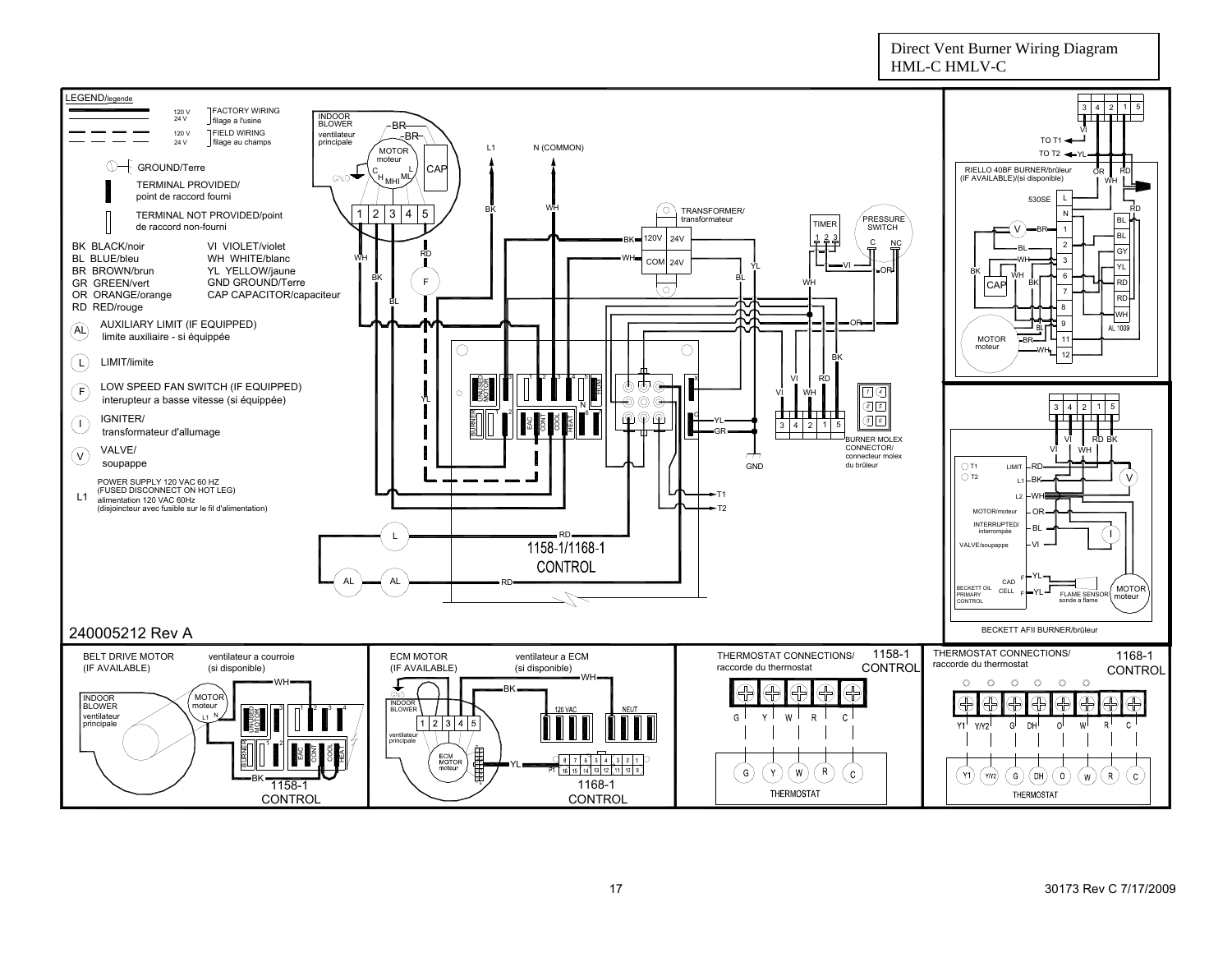# Direct Vent Burner Wiring Diagram HML-C HMLV-C

**LEGEND/legende**

| Symbol | Meaning |
|---|---|
| 120 V / 24 V (solid lines) | FACTORY WIRING / filage a l'usine |
| 120 V / 24 V (dashed lines) | FIELD WIRING / filage au champs |
| GROUND | GROUND/Terre |
| ■ | TERMINAL PROVIDED/ point de raccord fourni |
| □ | TERMINAL NOT PROVIDED/point de raccord non-fourni |

BK BLACK/noir
BL BLUE/bleu
BR BROWN/brun
GR GREEN/vert
OR ORANGE/orange
RD RED/rouge
VI VIOLET/violet
WH WHITE/blanc
YL YELLOW/jaune
GND GROUND/Terre
CAP CAPACITOR/capaciteur

AL — AUXILIARY LIMIT (IF EQUIPPED) limite auxiliaire - si équippée

L — LIMIT/limite

F — LOW SPEED FAN SWITCH (IF EQUIPPED) interupteur a basse vitesse (si équippée)

I — IGNITER/ transformateur d'allumage

V — VALVE/ soupappe

L1 — POWER SUPPLY 120 VAC 60 HZ (FUSED DISCONNECT ON HOT LEG) alimentation 120 VAC 60Hz (disjoincteur avec fusible sur le fil d'alimentation)

INDOOR BLOWER ventilateur principale — MOTOR moteur — CAP — GND

L1 — N (COMMON)

TRANSFORMER/ transformateur — 120V — COM — 24V — 24V

TIMER — PRESSURE SWITCH — C — NC

1158-1/1168-1 CONTROL

BURNER MOLEX CONNECTOR/ connecteur molex du brûleur

T1 — T2 — GND

RIELLO 40BF BURNER/brûleur (IF AVAILABLE)/(si disponible) — 530SE — TO T1 — TO T2 — AL 1009 — MOTOR moteur

BECKETT OIL PRIMARY CONTROL — T1 — T2 — LIMIT — L1 — L2 — MOTOR/moteur — INTERRUPTED/ interrompée — VALVE/soupappe — CAD CELL — FLAME SENSOR sonde a flame — MOTOR moteur

BECKETT AFII BURNER/brûleur

240005212 Rev A

BELT DRIVE MOTOR (IF AVAILABLE) — ventilateur a courroie (si disponible) — INDOOR BLOWER ventilateur principale — MOTOR moteur — 1158-1 CONTROL

ECM MOTOR (IF AVAILABLE) — ventilateur a ECM (si disponible) — INDOOR BLOWER ventilateur principale — ECM MOTOR moteur — 120 VAC — NEUT — 1168-1 CONTROL

THERMOSTAT CONNECTIONS/ raccorde du thermostat — 1158-1 CONTROL — G Y W R C — THERMOSTAT

THERMOSTAT CONNECTIONS/ raccorde du thermostat — 1168-1 CONTROL — Y1 Y/Y2 G DH O W R C — THERMOSTAT

30173 Rev C 7/17/2009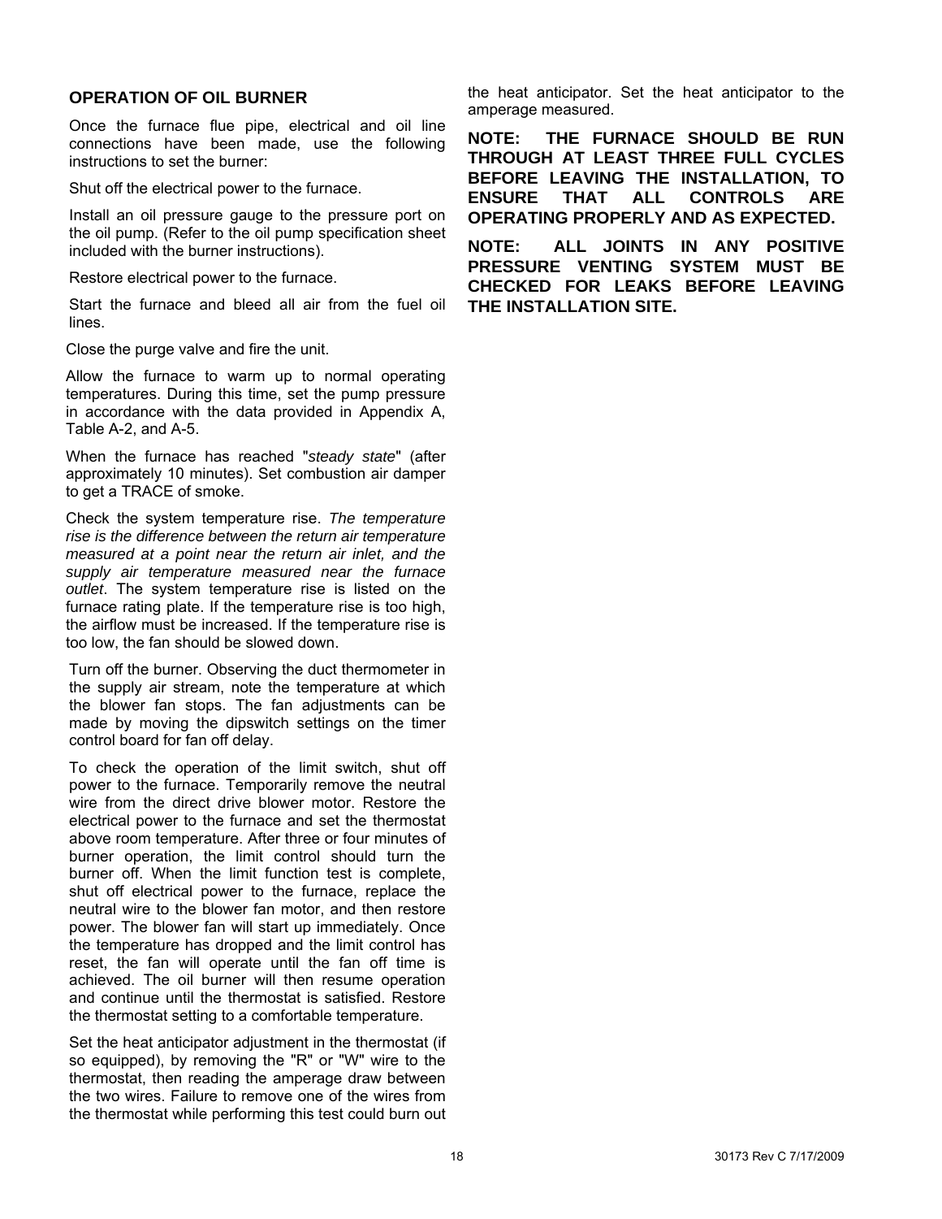## OPERATION OF OIL BURNER

Once the furnace flue pipe, electrical and oil line connections have been made, use the following instructions to set the burner:

Shut off the electrical power to the furnace.

Install an oil pressure gauge to the pressure port on the oil pump. (Refer to the oil pump specification sheet included with the burner instructions).

Restore electrical power to the furnace.

Start the furnace and bleed all air from the fuel oil lines.

Close the purge valve and fire the unit.

Allow the furnace to warm up to normal operating temperatures. During this time, set the pump pressure in accordance with the data provided in Appendix A, Table A-2, and A-5.

When the furnace has reached "*steady state*" (after approximately 10 minutes). Set combustion air damper to get a TRACE of smoke.

Check the system temperature rise. *The temperature rise is the difference between the return air temperature measured at a point near the return air inlet, and the supply air temperature measured near the furnace outlet*. The system temperature rise is listed on the furnace rating plate. If the temperature rise is too high, the airflow must be increased. If the temperature rise is too low, the fan should be slowed down.

Turn off the burner. Observing the duct thermometer in the supply air stream, note the temperature at which the blower fan stops. The fan adjustments can be made by moving the dipswitch settings on the timer control board for fan off delay.

To check the operation of the limit switch, shut off power to the furnace. Temporarily remove the neutral wire from the direct drive blower motor. Restore the electrical power to the furnace and set the thermostat above room temperature. After three or four minutes of burner operation, the limit control should turn the burner off. When the limit function test is complete, shut off electrical power to the furnace, replace the neutral wire to the blower fan motor, and then restore power. The blower fan will start up immediately. Once the temperature has dropped and the limit control has reset, the fan will operate until the fan off time is achieved. The oil burner will then resume operation and continue until the thermostat is satisfied. Restore the thermostat setting to a comfortable temperature.

Set the heat anticipator adjustment in the thermostat (if so equipped), by removing the "R" or "W" wire to the thermostat, then reading the amperage draw between the two wires. Failure to remove one of the wires from the thermostat while performing this test could burn out the heat anticipator. Set the heat anticipator to the amperage measured.

**NOTE: THE FURNACE SHOULD BE RUN THROUGH AT LEAST THREE FULL CYCLES BEFORE LEAVING THE INSTALLATION, TO ENSURE THAT ALL CONTROLS ARE OPERATING PROPERLY AND AS EXPECTED.**

**NOTE: ALL JOINTS IN ANY POSITIVE PRESSURE VENTING SYSTEM MUST BE CHECKED FOR LEAKS BEFORE LEAVING THE INSTALLATION SITE.**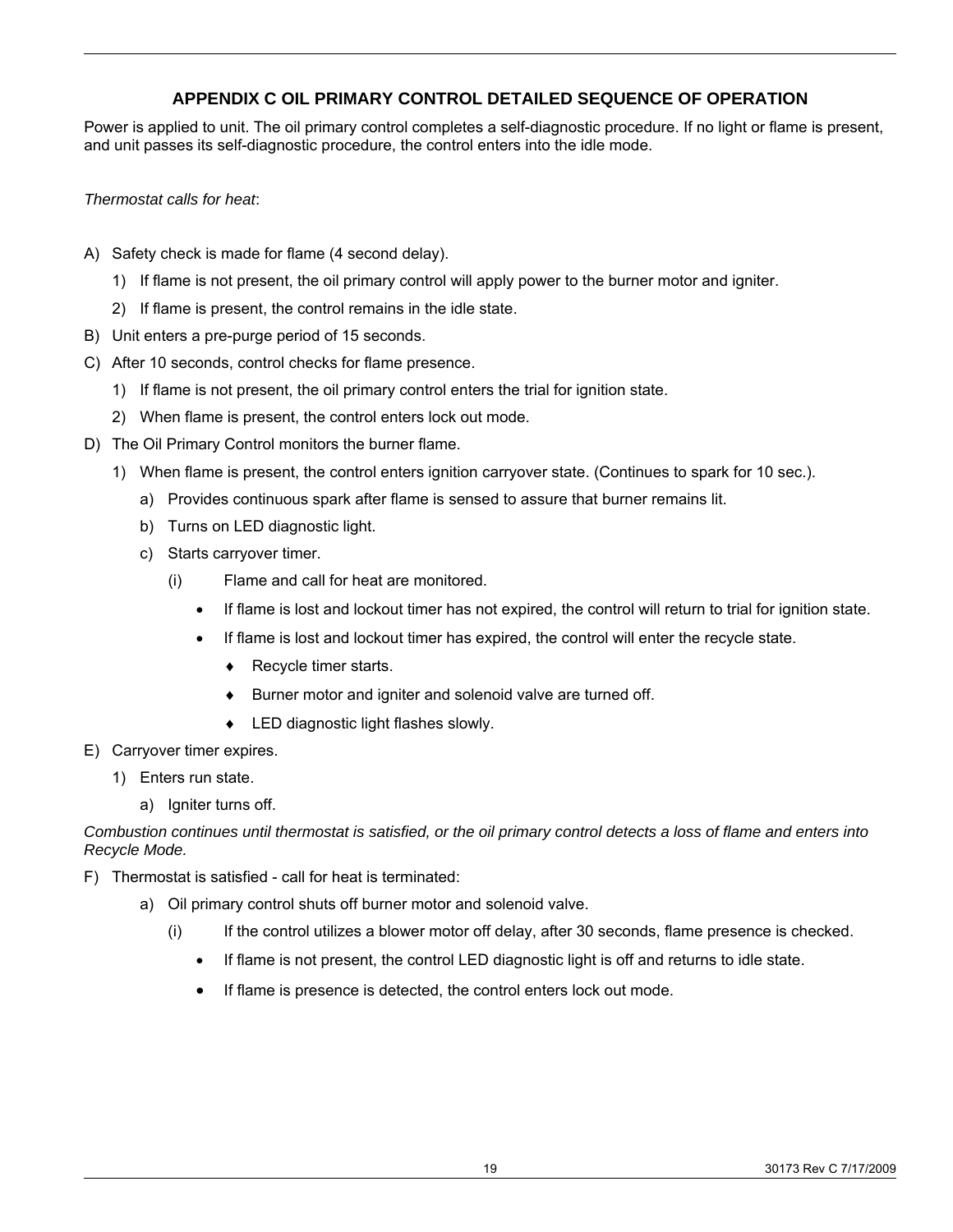## APPENDIX C OIL PRIMARY CONTROL DETAILED SEQUENCE OF OPERATION

Power is applied to unit. The oil primary control completes a self-diagnostic procedure. If no light or flame is present, and unit passes its self-diagnostic procedure, the control enters into the idle mode.

*Thermostat calls for heat*:

A) Safety check is made for flame (4 second delay).
   1) If flame is not present, the oil primary control will apply power to the burner motor and igniter.
   2) If flame is present, the control remains in the idle state.
B) Unit enters a pre-purge period of 15 seconds.
C) After 10 seconds, control checks for flame presence.
   1) If flame is not present, the oil primary control enters the trial for ignition state.
   2) When flame is present, the control enters lock out mode.
D) The Oil Primary Control monitors the burner flame.
   1) When flame is present, the control enters ignition carryover state. (Continues to spark for 10 sec.).
      a) Provides continuous spark after flame is sensed to assure that burner remains lit.
      b) Turns on LED diagnostic light.
      c) Starts carryover timer.
         (i) Flame and call for heat are monitored.
            - If flame is lost and lockout timer has not expired, the control will return to trial for ignition state.
            - If flame is lost and lockout timer has expired, the control will enter the recycle state.
               - ♦ Recycle timer starts.
               - ♦ Burner motor and igniter and solenoid valve are turned off.
               - ♦ LED diagnostic light flashes slowly.
E) Carryover timer expires.
   1) Enters run state.
      a) Igniter turns off.

*Combustion continues until thermostat is satisfied, or the oil primary control detects a loss of flame and enters into Recycle Mode.*

F) Thermostat is satisfied - call for heat is terminated:
      a) Oil primary control shuts off burner motor and solenoid valve.
         (i) If the control utilizes a blower motor off delay, after 30 seconds, flame presence is checked.
            - If flame is not present, the control LED diagnostic light is off and returns to idle state.
            - If flame is presence is detected, the control enters lock out mode.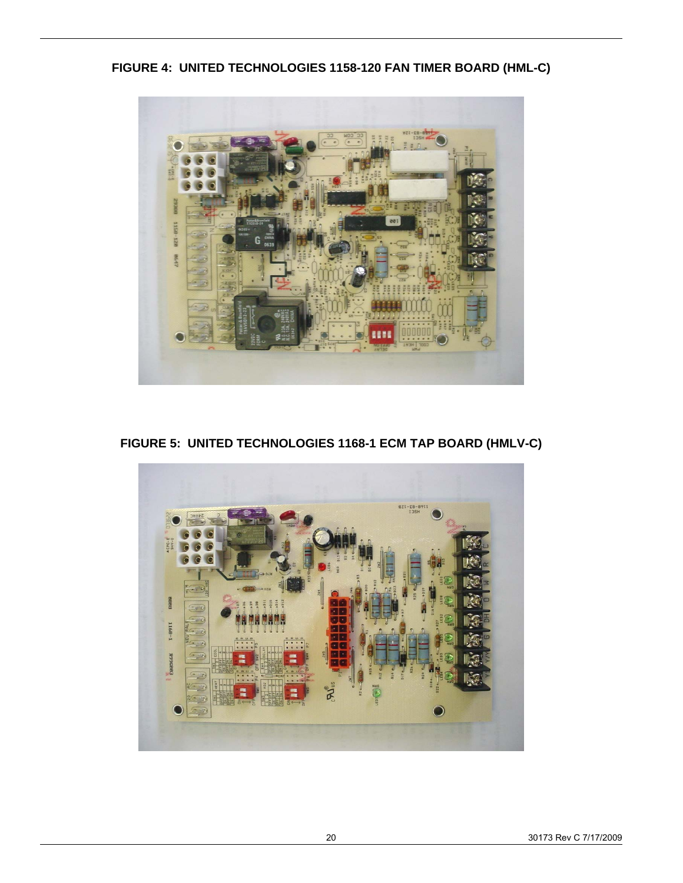**FIGURE 4: UNITED TECHNOLOGIES 1158-120 FAN TIMER BOARD (HML-C)**

**FIGURE 5: UNITED TECHNOLOGIES 1168-1 ECM TAP BOARD (HMLV-C)**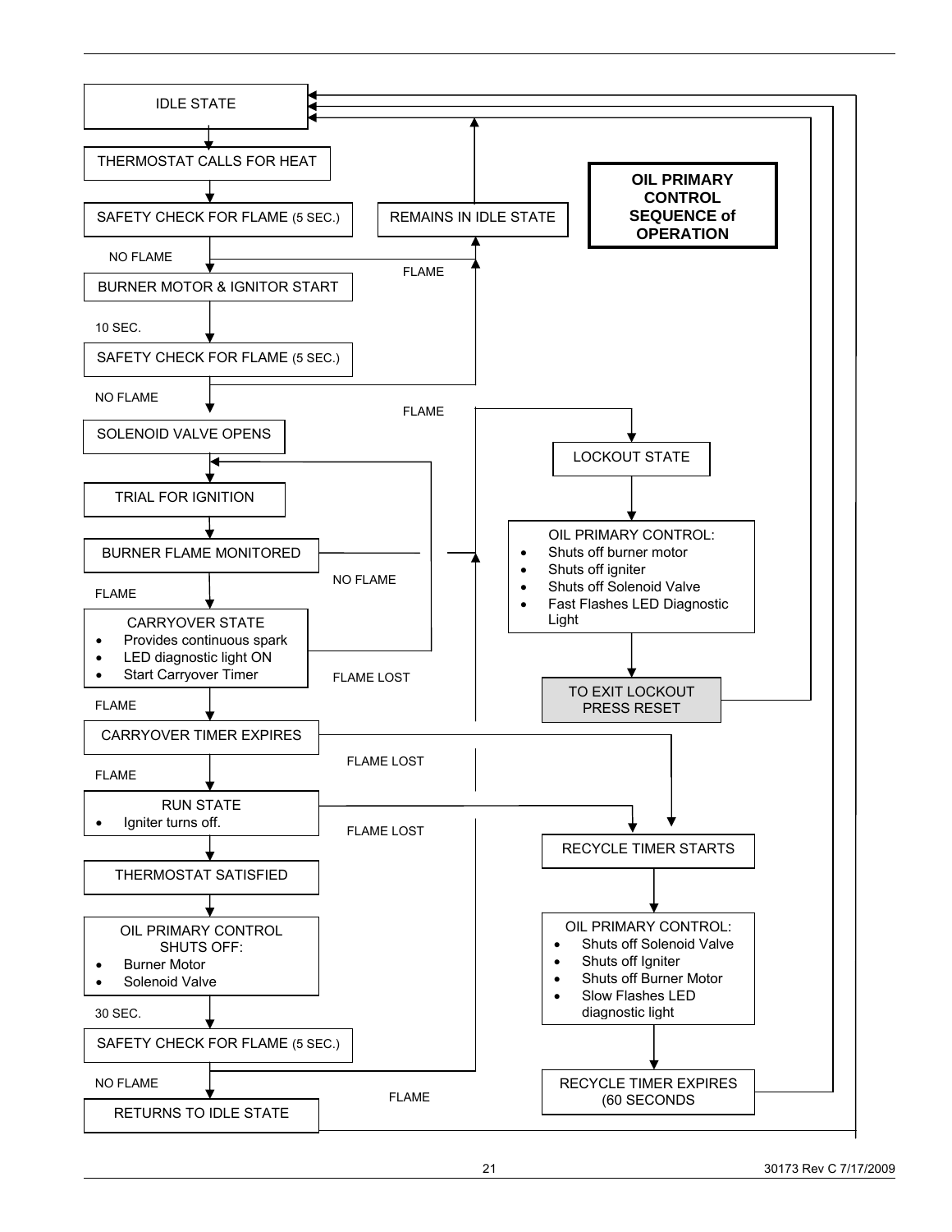# OIL PRIMARY CONTROL SEQUENCE of OPERATION

IDLE STATE

THERMOSTAT CALLS FOR HEAT

SAFETY CHECK FOR FLAME (5 SEC.)

- FLAME → REMAINS IN IDLE STATE → IDLE STATE
- NO FLAME ↓

BURNER MOTOR & IGNITOR START

10 SEC.

SAFETY CHECK FOR FLAME (5 SEC.)

- FLAME → REMAINS IN IDLE STATE
- NO FLAME ↓

SOLENOID VALVE OPENS

TRIAL FOR IGNITION

BURNER FLAME MONITORED

- NO FLAME → LOCKOUT STATE
- FLAME ↓

CARRYOVER STATE

- Provides continuous spark
- LED diagnostic light ON
- Start Carryover Timer

FLAME LOST → TRIAL FOR IGNITION

FLAME ↓

CARRYOVER TIMER EXPIRES

- FLAME LOST → RECYCLE TIMER STARTS
- FLAME ↓

RUN STATE

- Igniter turns off.

FLAME LOST → RECYCLE TIMER STARTS

THERMOSTAT SATISFIED

OIL PRIMARY CONTROL SHUTS OFF:

- Burner Motor
- Solenoid Valve

30 SEC.

SAFETY CHECK FOR FLAME (5 SEC.)

- FLAME → LOCKOUT STATE
- NO FLAME ↓

RETURNS TO IDLE STATE → IDLE STATE

---

LOCKOUT STATE

OIL PRIMARY CONTROL:

- Shuts off burner motor
- Shuts off igniter
- Shuts off Solenoid Valve
- Fast Flashes LED Diagnostic Light

TO EXIT LOCKOUT PRESS RESET → IDLE STATE

---

RECYCLE TIMER STARTS

OIL PRIMARY CONTROL:

- Shuts off Solenoid Valve
- Shuts off Igniter
- Shuts off Burner Motor
- Slow Flashes LED diagnostic light

RECYCLE TIMER EXPIRES (60 SECONDS → IDLE STATE

30173 Rev C 7/17/2009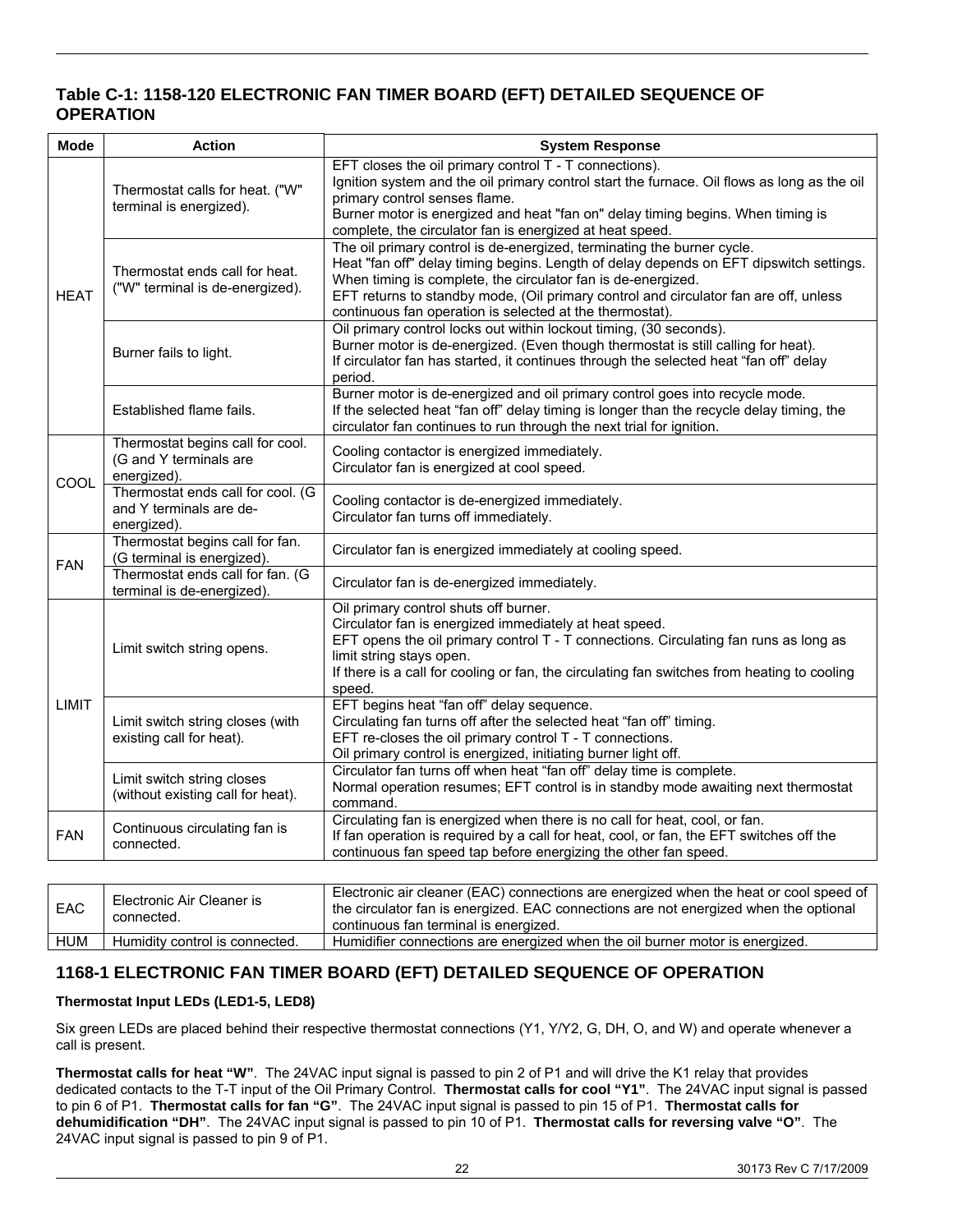## Table C-1: 1158-120 ELECTRONIC FAN TIMER BOARD (EFT) DETAILED SEQUENCE OF OPERATION

| Mode | Action | System Response |
|---|---|---|
| HEAT | Thermostat calls for heat. ("W" terminal is energized). | EFT closes the oil primary control T - T connections).<br>Ignition system and the oil primary control start the furnace. Oil flows as long as the oil primary control senses flame.<br>Burner motor is energized and heat "fan on" delay timing begins. When timing is complete, the circulator fan is energized at heat speed. |
| | Thermostat ends call for heat. ("W" terminal is de-energized). | The oil primary control is de-energized, terminating the burner cycle.<br>Heat "fan off" delay timing begins. Length of delay depends on EFT dipswitch settings. When timing is complete, the circulator fan is de-energized.<br>EFT returns to standby mode, (Oil primary control and circulator fan are off, unless continuous fan operation is selected at the thermostat). |
| | Burner fails to light. | Oil primary control locks out within lockout timing, (30 seconds).<br>Burner motor is de-energized. (Even though thermostat is still calling for heat).<br>If circulator fan has started, it continues through the selected heat "fan off" delay period. |
| | Established flame fails. | Burner motor is de-energized and oil primary control goes into recycle mode.<br>If the selected heat "fan off" delay timing is longer than the recycle delay timing, the circulator fan continues to run through the next trial for ignition. |
| COOL | Thermostat begins call for cool. (G and Y terminals are energized). | Cooling contactor is energized immediately.<br>Circulator fan is energized at cool speed. |
| | Thermostat ends call for cool. (G and Y terminals are de-energized). | Cooling contactor is de-energized immediately.<br>Circulator fan turns off immediately. |
| FAN | Thermostat begins call for fan. (G terminal is energized). | Circulator fan is energized immediately at cooling speed. |
| | Thermostat ends call for fan. (G terminal is de-energized). | Circulator fan is de-energized immediately. |
| LIMIT | Limit switch string opens. | Oil primary control shuts off burner.<br>Circulator fan is energized immediately at heat speed.<br>EFT opens the oil primary control T - T connections. Circulating fan runs as long as limit string stays open.<br>If there is a call for cooling or fan, the circulating fan switches from heating to cooling speed. |
| | Limit switch string closes (with existing call for heat). | EFT begins heat "fan off" delay sequence.<br>Circulating fan turns off after the selected heat "fan off" timing.<br>EFT re-closes the oil primary control T - T connections.<br>Oil primary control is energized, initiating burner light off. |
| | Limit switch string closes (without existing call for heat). | Circulator fan turns off when heat "fan off" delay time is complete.<br>Normal operation resumes; EFT control is in standby mode awaiting next thermostat command. |
| FAN | Continuous circulating fan is connected. | Circulating fan is energized when there is no call for heat, cool, or fan.<br>If fan operation is required by a call for heat, cool, or fan, the EFT switches off the continuous fan speed tap before energizing the other fan speed. |

| | | |
|---|---|---|
| EAC | Electronic Air Cleaner is connected. | Electronic air cleaner (EAC) connections are energized when the heat or cool speed of the circulator fan is energized. EAC connections are not energized when the optional continuous fan terminal is energized. |
| HUM | Humidity control is connected. | Humidifier connections are energized when the oil burner motor is energized. |

## 1168-1 ELECTRONIC FAN TIMER BOARD (EFT) DETAILED SEQUENCE OF OPERATION

#### Thermostat Input LEDs (LED1-5, LED8)

Six green LEDs are placed behind their respective thermostat connections (Y1, Y/Y2, G, DH, O, and W) and operate whenever a call is present.

**Thermostat calls for heat "W"**. The 24VAC input signal is passed to pin 2 of P1 and will drive the K1 relay that provides dedicated contacts to the T-T input of the Oil Primary Control. **Thermostat calls for cool "Y1"**. The 24VAC input signal is passed to pin 6 of P1. **Thermostat calls for fan "G"**. The 24VAC input signal is passed to pin 15 of P1. **Thermostat calls for dehumidification "DH"**. The 24VAC input signal is passed to pin 10 of P1. **Thermostat calls for reversing valve "O"**. The 24VAC input signal is passed to pin 9 of P1.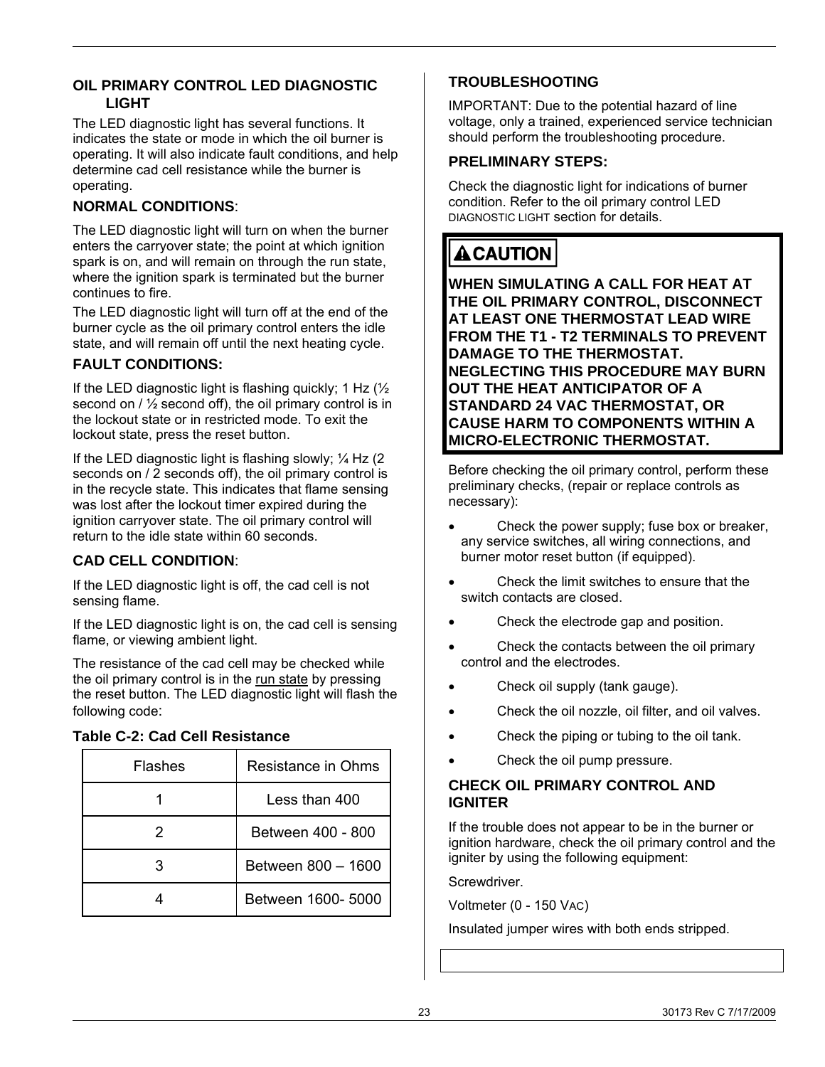## OIL PRIMARY CONTROL LED DIAGNOSTIC LIGHT

The LED diagnostic light has several functions. It indicates the state or mode in which the oil burner is operating. It will also indicate fault conditions, and help determine cad cell resistance while the burner is operating.

### NORMAL CONDITIONS:

The LED diagnostic light will turn on when the burner enters the carryover state; the point at which ignition spark is on, and will remain on through the run state, where the ignition spark is terminated but the burner continues to fire.

The LED diagnostic light will turn off at the end of the burner cycle as the oil primary control enters the idle state, and will remain off until the next heating cycle.

### FAULT CONDITIONS:

If the LED diagnostic light is flashing quickly; 1 Hz (½ second on / ½ second off), the oil primary control is in the lockout state or in restricted mode. To exit the lockout state, press the reset button.

If the LED diagnostic light is flashing slowly; ¼ Hz (2 seconds on / 2 seconds off), the oil primary control is in the recycle state. This indicates that flame sensing was lost after the lockout timer expired during the ignition carryover state. The oil primary control will return to the idle state within 60 seconds.

### CAD CELL CONDITION:

If the LED diagnostic light is off, the cad cell is not sensing flame.

If the LED diagnostic light is on, the cad cell is sensing flame, or viewing ambient light.

The resistance of the cad cell may be checked while the oil primary control is in the run state by pressing the reset button. The LED diagnostic light will flash the following code:

**Table C-2: Cad Cell Resistance**

| Flashes | Resistance in Ohms |
|---|---|
| 1 | Less than 400 |
| 2 | Between 400 - 800 |
| 3 | Between 800 – 1600 |
| 4 | Between 1600- 5000 |

## TROUBLESHOOTING

IMPORTANT: Due to the potential hazard of line voltage, only a trained, experienced service technician should perform the troubleshooting procedure.

### PRELIMINARY STEPS:

Check the diagnostic light for indications of burner condition. Refer to the oil primary control LED DIAGNOSTIC LIGHT section for details.

**⚠CAUTION**

**WHEN SIMULATING A CALL FOR HEAT AT THE OIL PRIMARY CONTROL, DISCONNECT AT LEAST ONE THERMOSTAT LEAD WIRE FROM THE T1 - T2 TERMINALS TO PREVENT DAMAGE TO THE THERMOSTAT. NEGLECTING THIS PROCEDURE MAY BURN OUT THE HEAT ANTICIPATOR OF A STANDARD 24 VAC THERMOSTAT, OR CAUSE HARM TO COMPONENTS WITHIN A MICRO-ELECTRONIC THERMOSTAT.**

Before checking the oil primary control, perform these preliminary checks, (repair or replace controls as necessary):

- Check the power supply; fuse box or breaker, any service switches, all wiring connections, and burner motor reset button (if equipped).
- Check the limit switches to ensure that the switch contacts are closed.
- Check the electrode gap and position.
- Check the contacts between the oil primary control and the electrodes.
- Check oil supply (tank gauge).
- Check the oil nozzle, oil filter, and oil valves.
- Check the piping or tubing to the oil tank.
- Check the oil pump pressure.

### CHECK OIL PRIMARY CONTROL AND IGNITER

If the trouble does not appear to be in the burner or ignition hardware, check the oil primary control and the igniter by using the following equipment:

Screwdriver.

Voltmeter (0 - 150 VAC)

Insulated jumper wires with both ends stripped.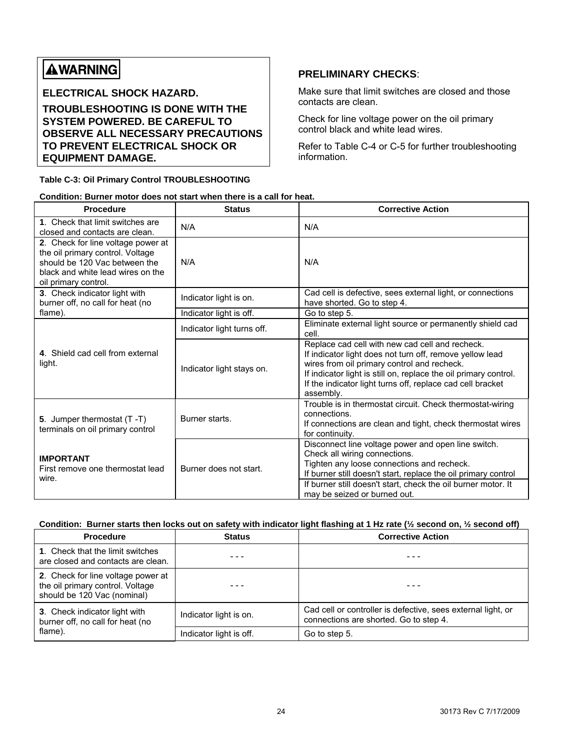**⚠WARNING**

**ELECTRICAL SHOCK HAZARD.**

**TROUBLESHOOTING IS DONE WITH THE SYSTEM POWERED. BE CAREFUL TO OBSERVE ALL NECESSARY PRECAUTIONS TO PREVENT ELECTRICAL SHOCK OR EQUIPMENT DAMAGE.**

**PRELIMINARY CHECKS**:

Make sure that limit switches are closed and those contacts are clean.

Check for line voltage power on the oil primary control black and white lead wires.

Refer to Table C-4 or C-5 for further troubleshooting information.

**Table C-3: Oil Primary Control TROUBLESHOOTING**

**Condition: Burner motor does not start when there is a call for heat.**

| Procedure | Status | Corrective Action |
|---|---|---|
| **1**. Check that limit switches are closed and contacts are clean. | N/A | N/A |
| **2**. Check for line voltage power at the oil primary control. Voltage should be 120 Vac between the black and white lead wires on the oil primary control. | N/A | N/A |
| **3**. Check indicator light with burner off, no call for heat (no flame). | Indicator light is on. | Cad cell is defective, sees external light, or connections have shorted. Go to step 4. |
| | Indicator light is off. | Go to step 5. |
| **4**. Shield cad cell from external light. | Indicator light turns off. | Eliminate external light source or permanently shield cad cell. |
| | Indicator light stays on. | Replace cad cell with new cad cell and recheck.<br>If indicator light does not turn off, remove yellow lead wires from oil primary control and recheck.<br>If indicator light is still on, replace the oil primary control.<br>If the indicator light turns off, replace cad cell bracket assembly. |
| **5**. Jumper thermostat (T -T) terminals on oil primary control<br><br>**IMPORTANT**<br>First remove one thermostat lead wire. | Burner starts. | Trouble is in thermostat circuit. Check thermostat-wiring connections.<br>If connections are clean and tight, check thermostat wires for continuity. |
| | Burner does not start. | Disconnect line voltage power and open line switch.<br>Check all wiring connections.<br>Tighten any loose connections and recheck.<br>If burner still doesn't start, replace the oil primary control |
| | | If burner still doesn't start, check the oil burner motor. It may be seized or burned out. |

**Condition: Burner starts then locks out on safety with indicator light flashing at 1 Hz rate (½ second on, ½ second off)**

| Procedure | Status | Corrective Action |
|---|---|---|
| **1**. Check that the limit switches are closed and contacts are clean. | - - - | - - - |
| **2**. Check for line voltage power at the oil primary control. Voltage should be 120 Vac (nominal) | - - - | - - - |
| **3**. Check indicator light with burner off, no call for heat (no flame). | Indicator light is on. | Cad cell or controller is defective, sees external light, or connections are shorted. Go to step 4. |
| | Indicator light is off. | Go to step 5. |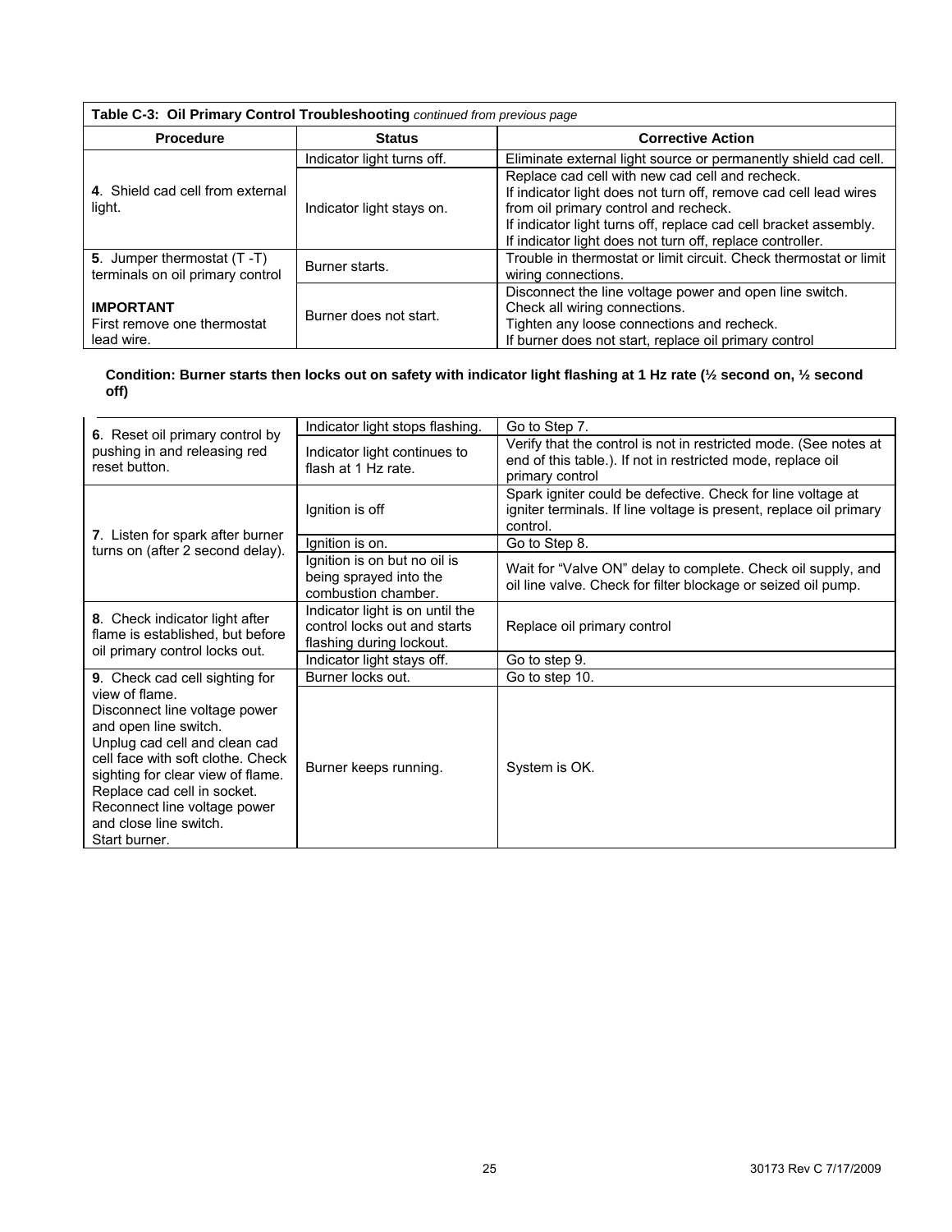**Table C-3: Oil Primary Control Troubleshooting** *continued from previous page*

| Procedure | Status | Corrective Action |
|---|---|---|
| **4**. Shield cad cell from external light. | Indicator light turns off. | Eliminate external light source or permanently shield cad cell. |
| | Indicator light stays on. | Replace cad cell with new cad cell and recheck.<br>If indicator light does not turn off, remove cad cell lead wires from oil primary control and recheck.<br>If indicator light turns off, replace cad cell bracket assembly.<br>If indicator light does not turn off, replace controller. |
| **5**. Jumper thermostat (T -T) terminals on oil primary control<br><br>**IMPORTANT**<br>First remove one thermostat lead wire. | Burner starts. | Trouble in thermostat or limit circuit. Check thermostat or limit wiring connections. |
| | Burner does not start. | Disconnect the line voltage power and open line switch.<br>Check all wiring connections.<br>Tighten any loose connections and recheck.<br>If burner does not start, replace oil primary control |

**Condition: Burner starts then locks out on safety with indicator light flashing at 1 Hz rate (½ second on, ½ second off)**

| Procedure | Status | Corrective Action |
|---|---|---|
| **6**. Reset oil primary control by pushing in and releasing red reset button. | Indicator light stops flashing. | Go to Step 7. |
| | Indicator light continues to flash at 1 Hz rate. | Verify that the control is not in restricted mode. (See notes at end of this table.). If not in restricted mode, replace oil primary control |
| **7**. Listen for spark after burner turns on (after 2 second delay). | Ignition is off | Spark igniter could be defective. Check for line voltage at igniter terminals. If line voltage is present, replace oil primary control. |
| | Ignition is on. | Go to Step 8. |
| | Ignition is on but no oil is being sprayed into the combustion chamber. | Wait for "Valve ON" delay to complete. Check oil supply, and oil line valve. Check for filter blockage or seized oil pump. |
| **8**. Check indicator light after flame is established, but before oil primary control locks out. | Indicator light is on until the control locks out and starts flashing during lockout. | Replace oil primary control |
| | Indicator light stays off. | Go to step 9. |
| **9**. Check cad cell sighting for view of flame.<br>Disconnect line voltage power and open line switch.<br>Unplug cad cell and clean cad cell face with soft clothe. Check sighting for clear view of flame.<br>Replace cad cell in socket.<br>Reconnect line voltage power and close line switch.<br>Start burner. | Burner locks out. | Go to step 10. |
| | Burner keeps running. | System is OK. |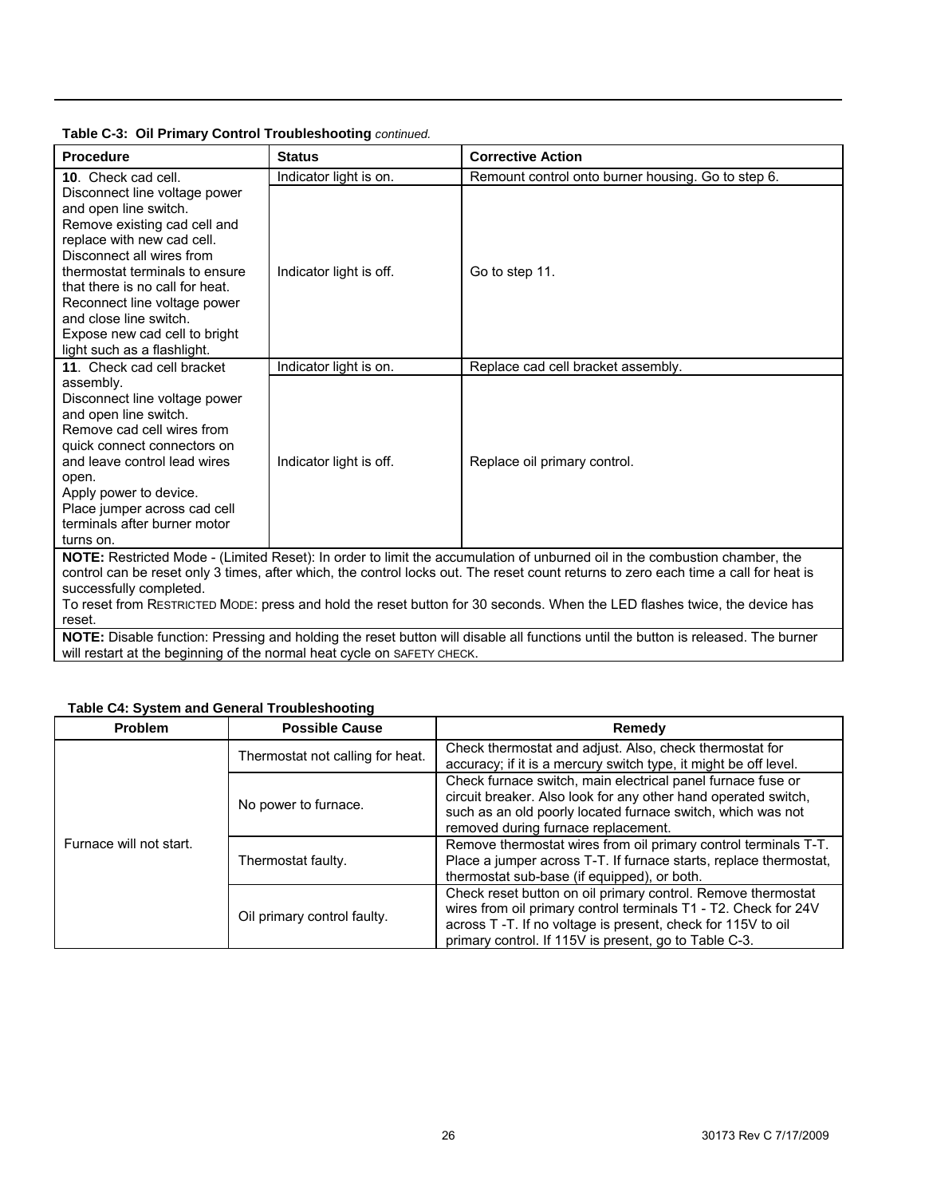**Table C-3: Oil Primary Control Troubleshooting** *continued.*

| Procedure | Status | Corrective Action |
|---|---|---|
| **10**. Check cad cell.<br>Disconnect line voltage power and open line switch.<br>Remove existing cad cell and replace with new cad cell.<br>Disconnect all wires from thermostat terminals to ensure that there is no call for heat.<br>Reconnect line voltage power and close line switch.<br>Expose new cad cell to bright light such as a flashlight. | Indicator light is on. | Remount control onto burner housing. Go to step 6. |
| | Indicator light is off. | Go to step 11. |
| **11**. Check cad cell bracket assembly.<br>Disconnect line voltage power and open line switch.<br>Remove cad cell wires from quick connect connectors on and leave control lead wires open.<br>Apply power to device.<br>Place jumper across cad cell terminals after burner motor turns on. | Indicator light is on. | Replace cad cell bracket assembly. |
| | Indicator light is off. | Replace oil primary control. |

**NOTE:** Restricted Mode - (Limited Reset): In order to limit the accumulation of unburned oil in the combustion chamber, the control can be reset only 3 times, after which, the control locks out. The reset count returns to zero each time a call for heat is successfully completed.
To reset from RESTRICTED MODE: press and hold the reset button for 30 seconds. When the LED flashes twice, the device has reset.

**NOTE:** Disable function: Pressing and holding the reset button will disable all functions until the button is released. The burner will restart at the beginning of the normal heat cycle on SAFETY CHECK.

**Table C4: System and General Troubleshooting**

| Problem | Possible Cause | Remedy |
|---|---|---|
| Furnace will not start. | Thermostat not calling for heat. | Check thermostat and adjust. Also, check thermostat for accuracy; if it is a mercury switch type, it might be off level. |
| | No power to furnace. | Check furnace switch, main electrical panel furnace fuse or circuit breaker. Also look for any other hand operated switch, such as an old poorly located furnace switch, which was not removed during furnace replacement. |
| | Thermostat faulty. | Remove thermostat wires from oil primary control terminals T-T. Place a jumper across T-T. If furnace starts, replace thermostat, thermostat sub-base (if equipped), or both. |
| | Oil primary control faulty. | Check reset button on oil primary control. Remove thermostat wires from oil primary control terminals T1 - T2. Check for 24V across T -T. If no voltage is present, check for 115V to oil primary control. If 115V is present, go to Table C-3. |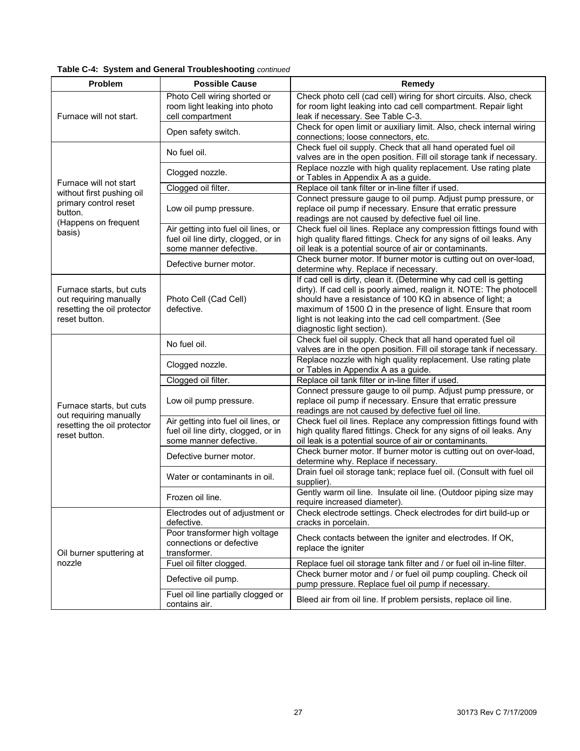**Table C-4: System and General Troubleshooting** *continued*

| Problem | Possible Cause | Remedy |
|---|---|---|
| Furnace will not start. | Photo Cell wiring shorted or room light leaking into photo cell compartment | Check photo cell (cad cell) wiring for short circuits. Also, check for room light leaking into cad cell compartment. Repair light leak if necessary. See Table C-3. |
| | Open safety switch. | Check for open limit or auxiliary limit. Also, check internal wiring connections; loose connectors, etc. |
| Furnace will not start without first pushing oil primary control reset button. (Happens on frequent basis) | No fuel oil. | Check fuel oil supply. Check that all hand operated fuel oil valves are in the open position. Fill oil storage tank if necessary. |
| | Clogged nozzle. | Replace nozzle with high quality replacement. Use rating plate or Tables in Appendix A as a guide. |
| | Clogged oil filter. | Replace oil tank filter or in-line filter if used. |
| | Low oil pump pressure. | Connect pressure gauge to oil pump. Adjust pump pressure, or replace oil pump if necessary. Ensure that erratic pressure readings are not caused by defective fuel oil line. |
| | Air getting into fuel oil lines, or fuel oil line dirty, clogged, or in some manner defective. | Check fuel oil lines. Replace any compression fittings found with high quality flared fittings. Check for any signs of oil leaks. Any oil leak is a potential source of air or contaminants. |
| | Defective burner motor. | Check burner motor. If burner motor is cutting out on over-load, determine why. Replace if necessary. |
| Furnace starts, but cuts out requiring manually resetting the oil protector reset button. | Photo Cell (Cad Cell) defective. | If cad cell is dirty, clean it. (Determine why cad cell is getting dirty). If cad cell is poorly aimed, realign it. NOTE: The photocell should have a resistance of 100 KΩ in absence of light; a maximum of 1500 Ω in the presence of light. Ensure that room light is not leaking into the cad cell compartment. (See diagnostic light section). |
| Furnace starts, but cuts out requiring manually resetting the oil protector reset button. | No fuel oil. | Check fuel oil supply. Check that all hand operated fuel oil valves are in the open position. Fill oil storage tank if necessary. |
| | Clogged nozzle. | Replace nozzle with high quality replacement. Use rating plate or Tables in Appendix A as a guide. |
| | Clogged oil filter. | Replace oil tank filter or in-line filter if used. |
| | Low oil pump pressure. | Connect pressure gauge to oil pump. Adjust pump pressure, or replace oil pump if necessary. Ensure that erratic pressure readings are not caused by defective fuel oil line. |
| | Air getting into fuel oil lines, or fuel oil line dirty, clogged, or in some manner defective. | Check fuel oil lines. Replace any compression fittings found with high quality flared fittings. Check for any signs of oil leaks. Any oil leak is a potential source of air or contaminants. |
| | Defective burner motor. | Check burner motor. If burner motor is cutting out on over-load, determine why. Replace if necessary. |
| | Water or contaminants in oil. | Drain fuel oil storage tank; replace fuel oil. (Consult with fuel oil supplier). |
| | Frozen oil line. | Gently warm oil line. Insulate oil line. (Outdoor piping size may require increased diameter). |
| Oil burner sputtering at nozzle | Electrodes out of adjustment or defective. | Check electrode settings. Check electrodes for dirt build-up or cracks in porcelain. |
| | Poor transformer high voltage connections or defective transformer. | Check contacts between the igniter and electrodes. If OK, replace the igniter |
| | Fuel oil filter clogged. | Replace fuel oil storage tank filter and / or fuel oil in-line filter. |
| | Defective oil pump. | Check burner motor and / or fuel oil pump coupling. Check oil pump pressure. Replace fuel oil pump if necessary. |
| | Fuel oil line partially clogged or contains air. | Bleed air from oil line. If problem persists, replace oil line. |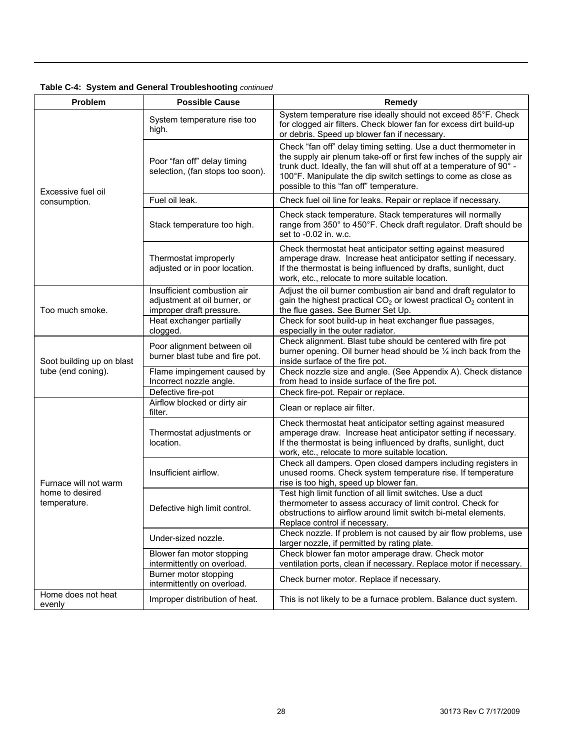**Table C-4: System and General Troubleshooting** *continued*

| Problem | Possible Cause | Remedy |
|---|---|---|
| Excessive fuel oil consumption. | System temperature rise too high. | System temperature rise ideally should not exceed 85°F. Check for clogged air filters. Check blower fan for excess dirt build-up or debris. Speed up blower fan if necessary. |
| | Poor "fan off" delay timing selection, (fan stops too soon). | Check "fan off" delay timing setting. Use a duct thermometer in the supply air plenum take-off or first few inches of the supply air trunk duct. Ideally, the fan will shut off at a temperature of 90° - 100°F. Manipulate the dip switch settings to come as close as possible to this "fan off" temperature. |
| | Fuel oil leak. | Check fuel oil line for leaks. Repair or replace if necessary. |
| | Stack temperature too high. | Check stack temperature. Stack temperatures will normally range from 350° to 450°F. Check draft regulator. Draft should be set to -0.02 in. w.c. |
| | Thermostat improperly adjusted or in poor location. | Check thermostat heat anticipator setting against measured amperage draw. Increase heat anticipator setting if necessary. If the thermostat is being influenced by drafts, sunlight, duct work, etc., relocate to more suitable location. |
| Too much smoke. | Insufficient combustion air adjustment at oil burner, or improper draft pressure. | Adjust the oil burner combustion air band and draft regulator to gain the highest practical $CO_2$ or lowest practical $O_2$ content in the flue gases. See Burner Set Up. |
| | Heat exchanger partially clogged. | Check for soot build-up in heat exchanger flue passages, especially in the outer radiator. |
| Soot building up on blast tube (end coning). | Poor alignment between oil burner blast tube and fire pot. | Check alignment. Blast tube should be centered with fire pot burner opening. Oil burner head should be ¼ inch back from the inside surface of the fire pot. |
| | Flame impingement caused by Incorrect nozzle angle. | Check nozzle size and angle. (See Appendix A). Check distance from head to inside surface of the fire pot. |
| | Defective fire-pot | Check fire-pot. Repair or replace. |
| Furnace will not warm home to desired temperature. | Airflow blocked or dirty air filter. | Clean or replace air filter. |
| | Thermostat adjustments or location. | Check thermostat heat anticipator setting against measured amperage draw. Increase heat anticipator setting if necessary. If the thermostat is being influenced by drafts, sunlight, duct work, etc., relocate to more suitable location. |
| | Insufficient airflow. | Check all dampers. Open closed dampers including registers in unused rooms. Check system temperature rise. If temperature rise is too high, speed up blower fan. |
| | Defective high limit control. | Test high limit function of all limit switches. Use a duct thermometer to assess accuracy of limit control. Check for obstructions to airflow around limit switch bi-metal elements. Replace control if necessary. |
| | Under-sized nozzle. | Check nozzle. If problem is not caused by air flow problems, use larger nozzle, if permitted by rating plate. |
| | Blower fan motor stopping intermittently on overload. | Check blower fan motor amperage draw. Check motor ventilation ports, clean if necessary. Replace motor if necessary. |
| | Burner motor stopping intermittently on overload. | Check burner motor. Replace if necessary. |
| Home does not heat evenly | Improper distribution of heat. | This is not likely to be a furnace problem. Balance duct system. |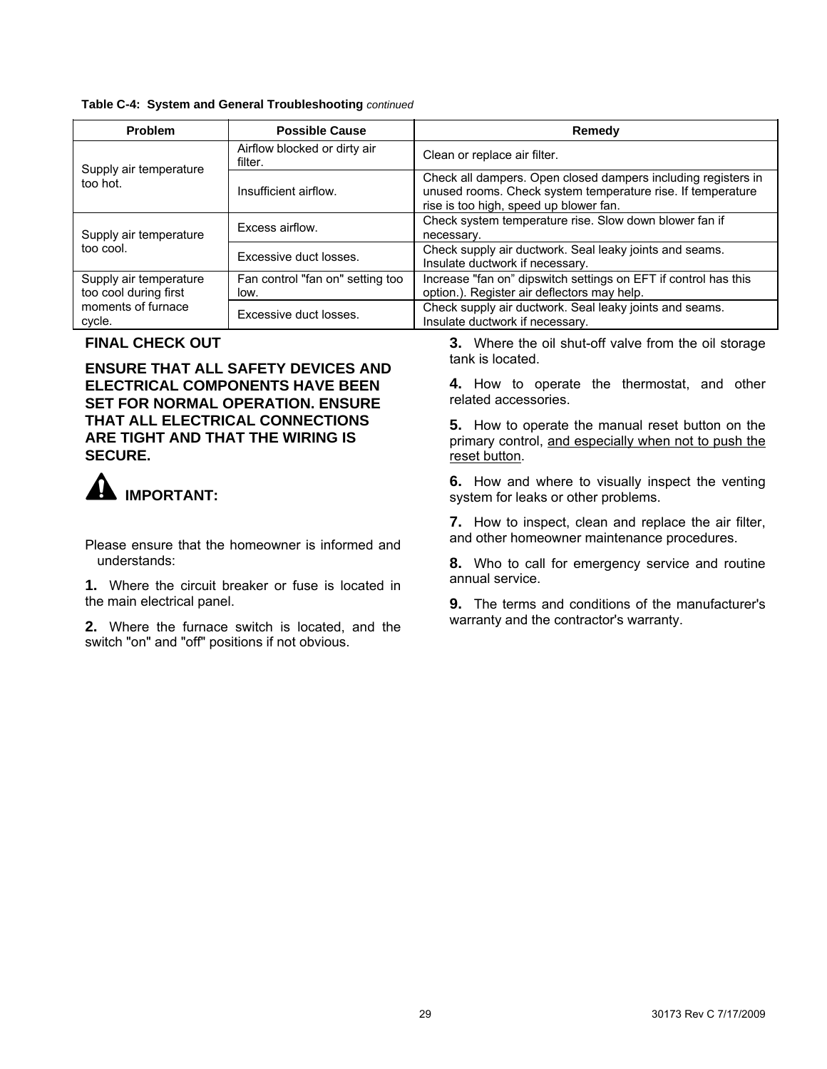**Table C-4: System and General Troubleshooting** *continued*

| Problem | Possible Cause | Remedy |
|---|---|---|
| Supply air temperature too hot. | Airflow blocked or dirty air filter. | Clean or replace air filter. |
| | Insufficient airflow. | Check all dampers. Open closed dampers including registers in unused rooms. Check system temperature rise. If temperature rise is too high, speed up blower fan. |
| Supply air temperature too cool. | Excess airflow. | Check system temperature rise. Slow down blower fan if necessary. |
| | Excessive duct losses. | Check supply air ductwork. Seal leaky joints and seams. Insulate ductwork if necessary. |
| Supply air temperature too cool during first moments of furnace cycle. | Fan control "fan on" setting too low. | Increase "fan on" dipswitch settings on EFT if control has this option.). Register air deflectors may help. |
| | Excessive duct losses. | Check supply air ductwork. Seal leaky joints and seams. Insulate ductwork if necessary. |

## FINAL CHECK OUT

**ENSURE THAT ALL SAFETY DEVICES AND ELECTRICAL COMPONENTS HAVE BEEN SET FOR NORMAL OPERATION. ENSURE THAT ALL ELECTRICAL CONNECTIONS ARE TIGHT AND THAT THE WIRING IS SECURE.**

**IMPORTANT:**

Please ensure that the homeowner is informed and understands:

**1.** Where the circuit breaker or fuse is located in the main electrical panel.

**2.** Where the furnace switch is located, and the switch "on" and "off" positions if not obvious.

**3.** Where the oil shut-off valve from the oil storage tank is located.

**4.** How to operate the thermostat, and other related accessories.

**5.** How to operate the manual reset button on the primary control, and especially when not to push the reset button.

**6.** How and where to visually inspect the venting system for leaks or other problems.

**7.** How to inspect, clean and replace the air filter, and other homeowner maintenance procedures.

**8.** Who to call for emergency service and routine annual service.

**9.** The terms and conditions of the manufacturer's warranty and the contractor's warranty.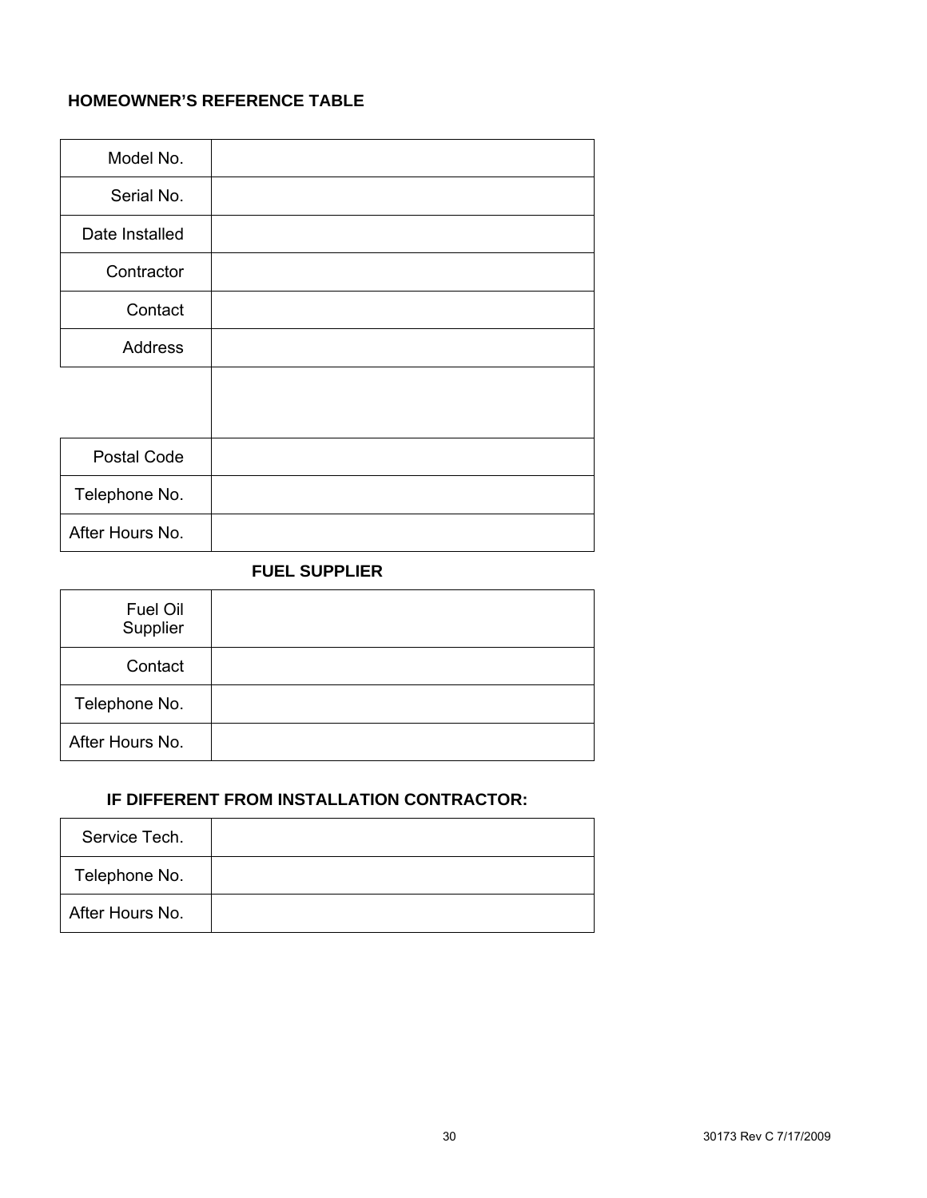**HOMEOWNER'S REFERENCE TABLE**

| | |
|---|---|
| Model No. | |
| Serial No. | |
| Date Installed | |
| Contractor | |
| Contact | |
| Address | |
| | |
| Postal Code | |
| Telephone No. | |
| After Hours No. | |

**FUEL SUPPLIER**

| | |
|---|---|
| Fuel Oil Supplier | |
| Contact | |
| Telephone No. | |
| After Hours No. | |

**IF DIFFERENT FROM INSTALLATION CONTRACTOR:**

| | |
|---|---|
| Service Tech. | |
| Telephone No. | |
| After Hours No. | |

30173 Rev C 7/17/2009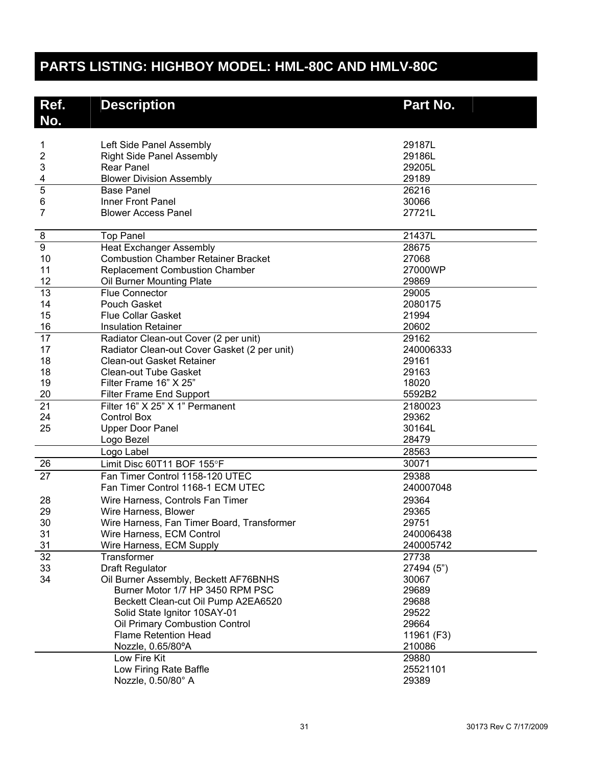## PARTS LISTING: HIGHBOY MODEL: HML-80C AND HMLV-80C

| Ref. No. | Description | Part No. |
|---|---|---|
| 1 | Left Side Panel Assembly | 29187L |
| 2 | Right Side Panel Assembly | 29186L |
| 3 | Rear Panel | 29205L |
| 4 | Blower Division Assembly | 29189 |
| 5 | Base Panel | 26216 |
| 6 | Inner Front Panel | 30066 |
| 7 | Blower Access Panel | 27721L |
| 8 | Top Panel | 21437L |
| 9 | Heat Exchanger Assembly | 28675 |
| 10 | Combustion Chamber Retainer Bracket | 27068 |
| 11 | Replacement Combustion Chamber | 27000WP |
| 12 | Oil Burner Mounting Plate | 29869 |
| 13 | Flue Connector | 29005 |
| 14 | Pouch Gasket | 2080175 |
| 15 | Flue Collar Gasket | 21994 |
| 16 | Insulation Retainer | 20602 |
| 17 | Radiator Clean-out Cover (2 per unit) | 29162 |
| 17 | Radiator Clean-out Cover Gasket (2 per unit) | 240006333 |
| 18 | Clean-out Gasket Retainer | 29161 |
| 18 | Clean-out Tube Gasket | 29163 |
| 19 | Filter Frame 16" X 25" | 18020 |
| 20 | Filter Frame End Support | 5592B2 |
| 21 | Filter 16" X 25" X 1" Permanent | 2180023 |
| 24 | Control Box | 29362 |
| 25 | Upper Door Panel | 30164L |
| | Logo Bezel | 28479 |
| | Logo Label | 28563 |
| 26 | Limit Disc 60T11 BOF 155°F | 30071 |
| 27 | Fan Timer Control 1158-120 UTEC | 29388 |
| | Fan Timer Control 1168-1 ECM UTEC | 240007048 |
| 28 | Wire Harness, Controls Fan Timer | 29364 |
| 29 | Wire Harness, Blower | 29365 |
| 30 | Wire Harness, Fan Timer Board, Transformer | 29751 |
| 31 | Wire Harness, ECM Control | 240006438 |
| 31 | Wire Harness, ECM Supply | 240005742 |
| 32 | Transformer | 27738 |
| 33 | Draft Regulator | 27494 (5") |
| 34 | Oil Burner Assembly, Beckett AF76BNHS | 30067 |
| | Burner Motor 1/7 HP 3450 RPM PSC | 29689 |
| | Beckett Clean-cut Oil Pump A2EA6520 | 29688 |
| | Solid State Ignitor 10SAY-01 | 29522 |
| | Oil Primary Combustion Control | 29664 |
| | Flame Retention Head | 11961 (F3) |
| | Nozzle, 0.65/80ºA | 210086 |
| | Low Fire Kit | 29880 |
| | Low Firing Rate Baffle | 25521101 |
| | Nozzle, 0.50/80° A | 29389 |

30173 Rev C 7/17/2009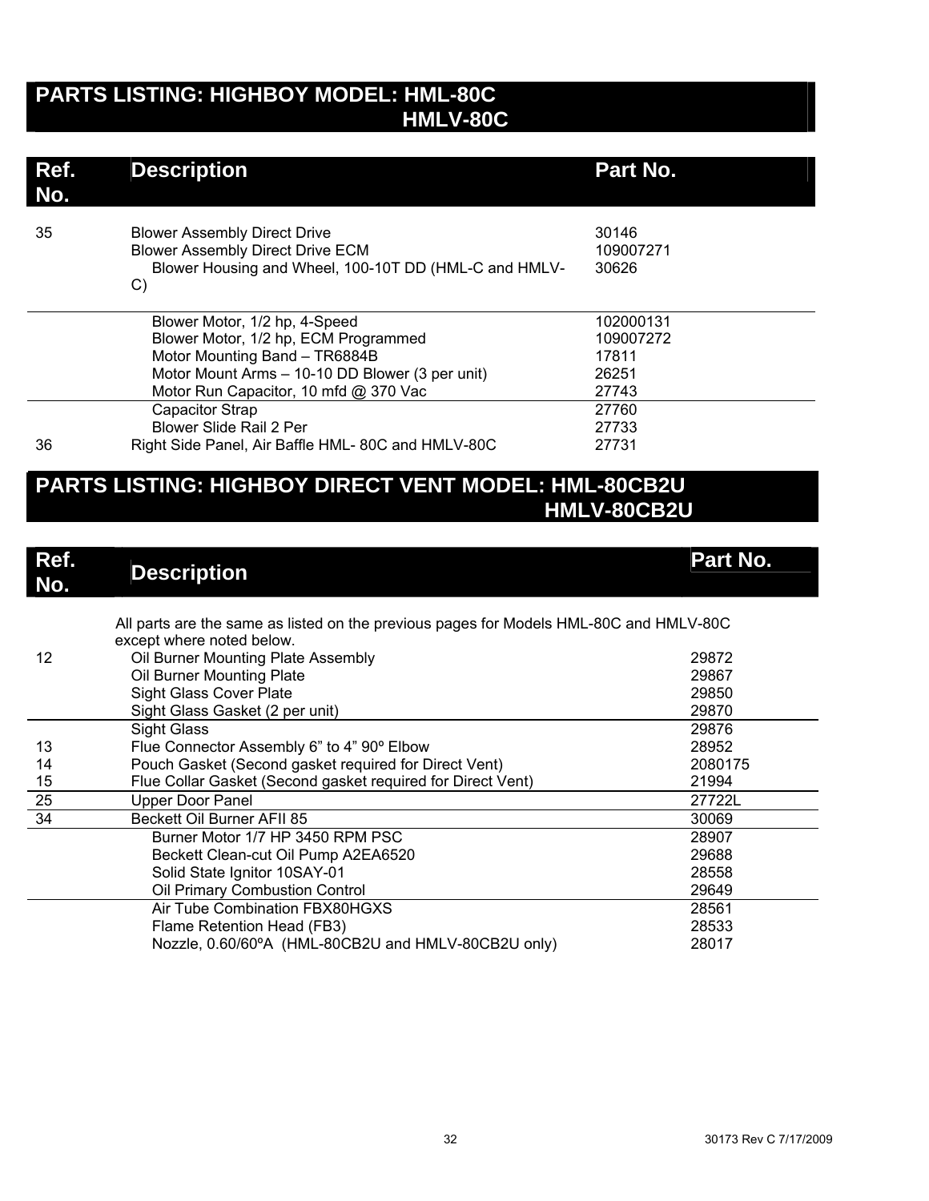## PARTS LISTING: HIGHBOY MODEL: HML-80C HMLV-80C

| Ref. No. | Description | Part No. |
|---|---|---|
| 35 | Blower Assembly Direct Drive | 30146 |
| | Blower Assembly Direct Drive ECM | 109007271 |
| | Blower Housing and Wheel, 100-10T DD (HML-C and HMLV-C) | 30626 |
| | Blower Motor, 1/2 hp, 4-Speed | 102000131 |
| | Blower Motor, 1/2 hp, ECM Programmed | 109007272 |
| | Motor Mounting Band – TR6884B | 17811 |
| | Motor Mount Arms – 10-10 DD Blower (3 per unit) | 26251 |
| | Motor Run Capacitor, 10 mfd @ 370 Vac | 27743 |
| | Capacitor Strap | 27760 |
| | Blower Slide Rail 2 Per | 27733 |
| 36 | Right Side Panel, Air Baffle HML- 80C and HMLV-80C | 27731 |

## PARTS LISTING: HIGHBOY DIRECT VENT MODEL: HML-80CB2U HMLV-80CB2U

| Ref. No. | Description | Part No. |
|---|---|---|
| | All parts are the same as listed on the previous pages for Models HML-80C and HMLV-80C except where noted below. | |
| 12 | Oil Burner Mounting Plate Assembly | 29872 |
| | Oil Burner Mounting Plate | 29867 |
| | Sight Glass Cover Plate | 29850 |
| | Sight Glass Gasket (2 per unit) | 29870 |
| | Sight Glass | 29876 |
| 13 | Flue Connector Assembly 6” to 4” 90º Elbow | 28952 |
| 14 | Pouch Gasket (Second gasket required for Direct Vent) | 2080175 |
| 15 | Flue Collar Gasket (Second gasket required for Direct Vent) | 21994 |
| 25 | Upper Door Panel | 27722L |
| 34 | Beckett Oil Burner AFII 85 | 30069 |
| | Burner Motor 1/7 HP 3450 RPM PSC | 28907 |
| | Beckett Clean-cut Oil Pump A2EA6520 | 29688 |
| | Solid State Ignitor 10SAY-01 | 28558 |
| | Oil Primary Combustion Control | 29649 |
| | Air Tube Combination FBX80HGXS | 28561 |
| | Flame Retention Head (FB3) | 28533 |
| | Nozzle, 0.60/60ºA (HML-80CB2U and HMLV-80CB2U only) | 28017 |

30173 Rev C 7/17/2009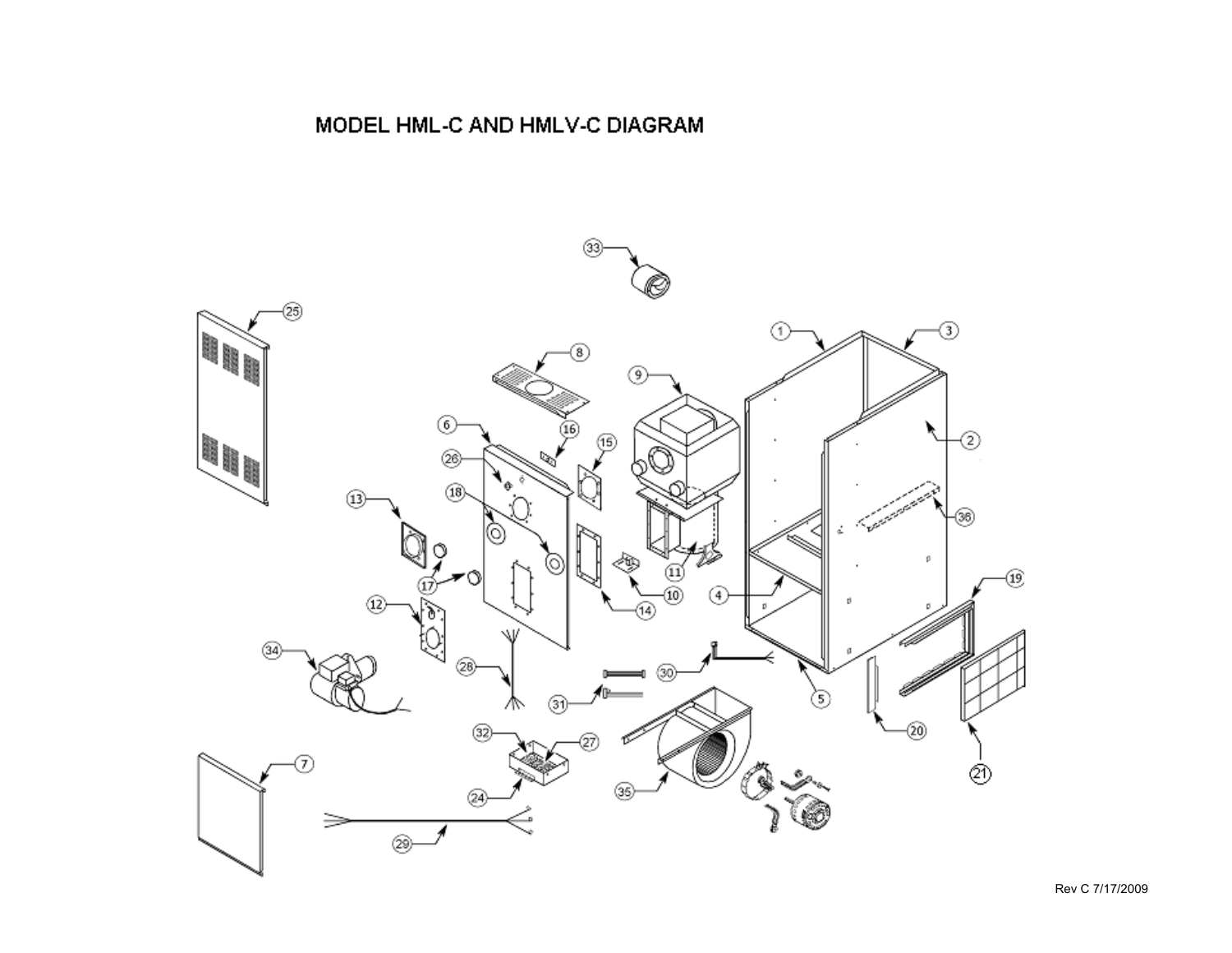# MODEL HML-C AND HMLV-C DIAGRAM

Rev C 7/17/2009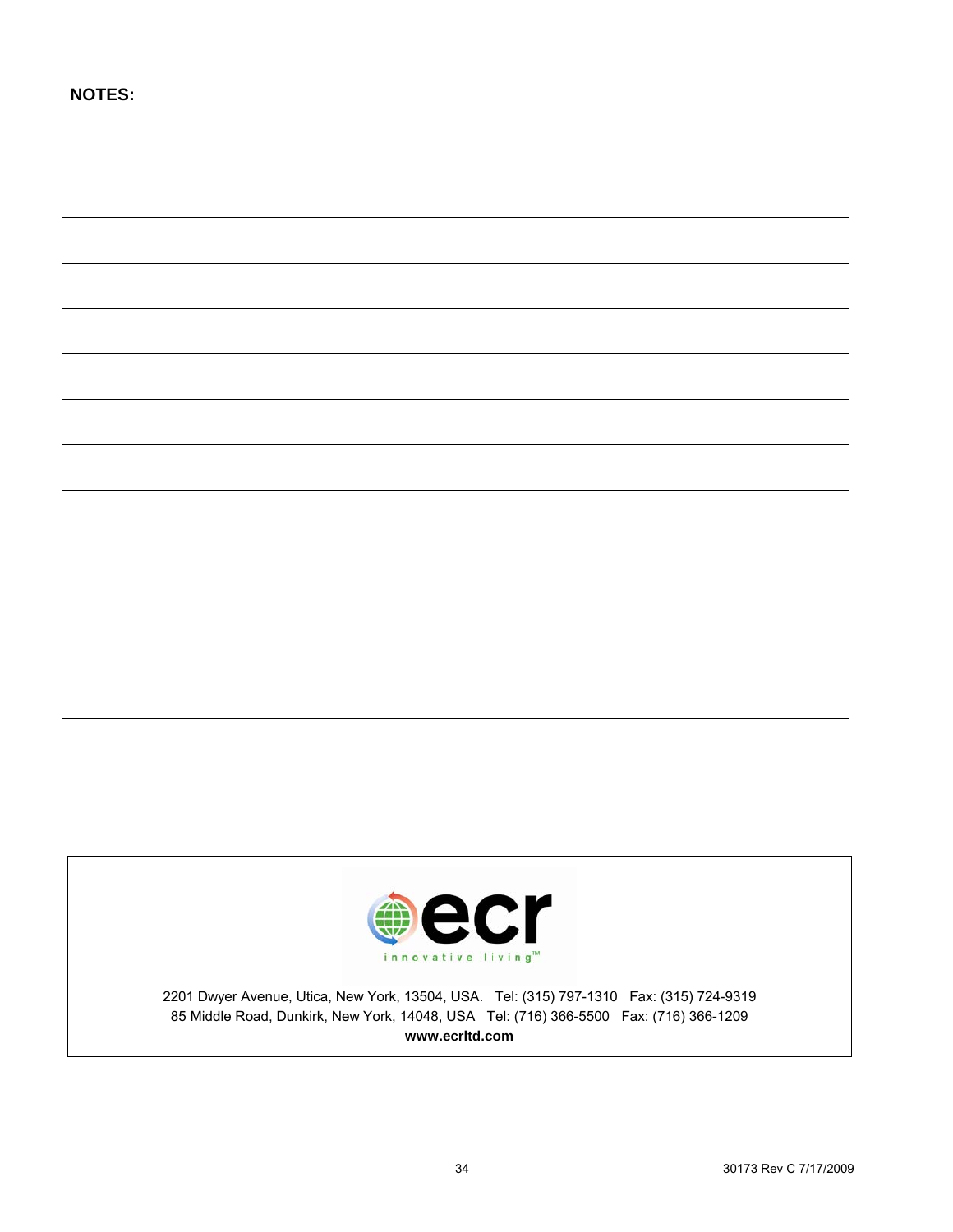**NOTES:**

| |
|---|
| |
| |
| |
| |
| |
| |
| |
| |
| |
| |
| |
| |

ecr

innovative living™

2201 Dwyer Avenue, Utica, New York, 13504, USA. Tel: (315) 797-1310 Fax: (315) 724-9319
85 Middle Road, Dunkirk, New York, 14048, USA Tel: (716) 366-5500 Fax: (716) 366-1209
**www.ecrltd.com**

30173 Rev C 7/17/2009